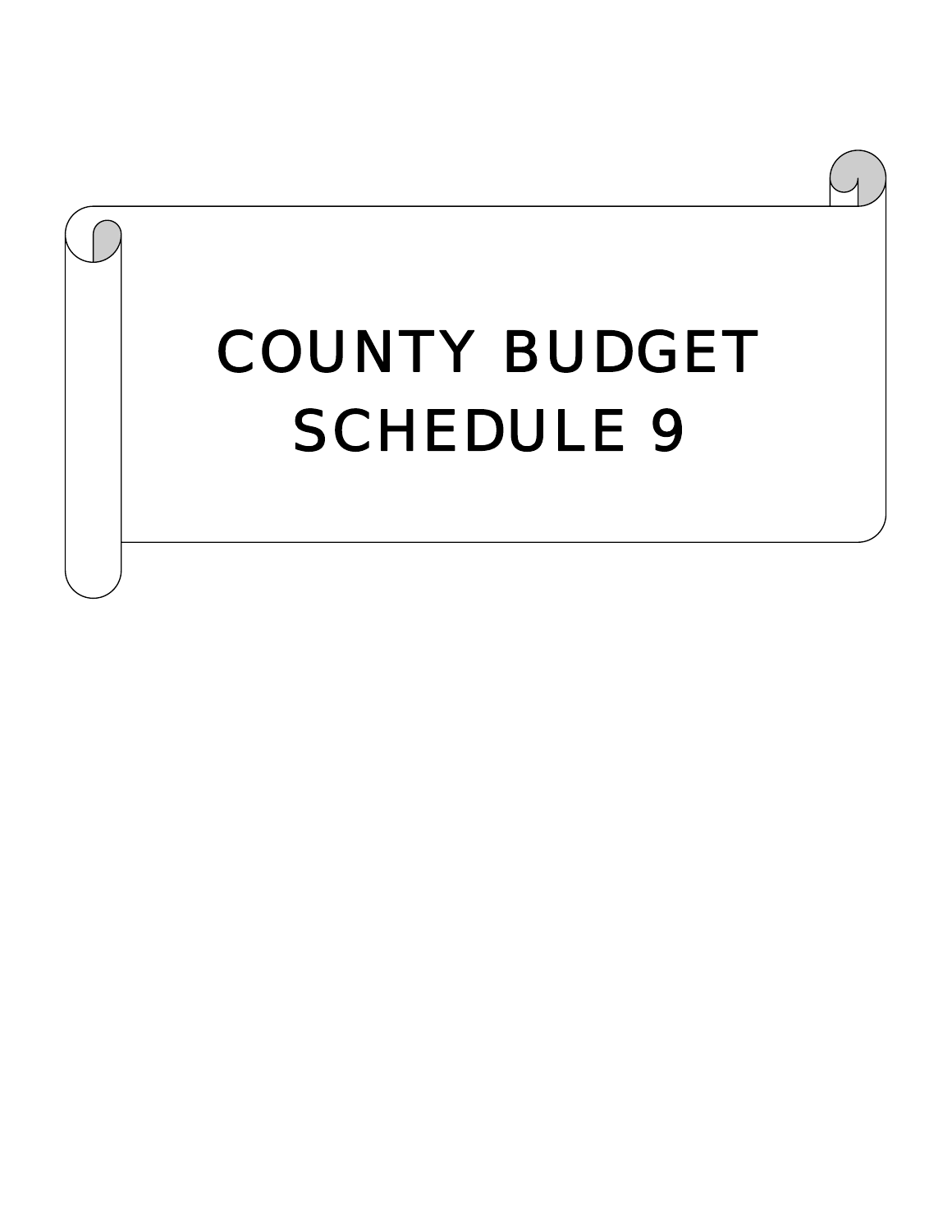# COUNTY BUDGET
# SCHEDULE 9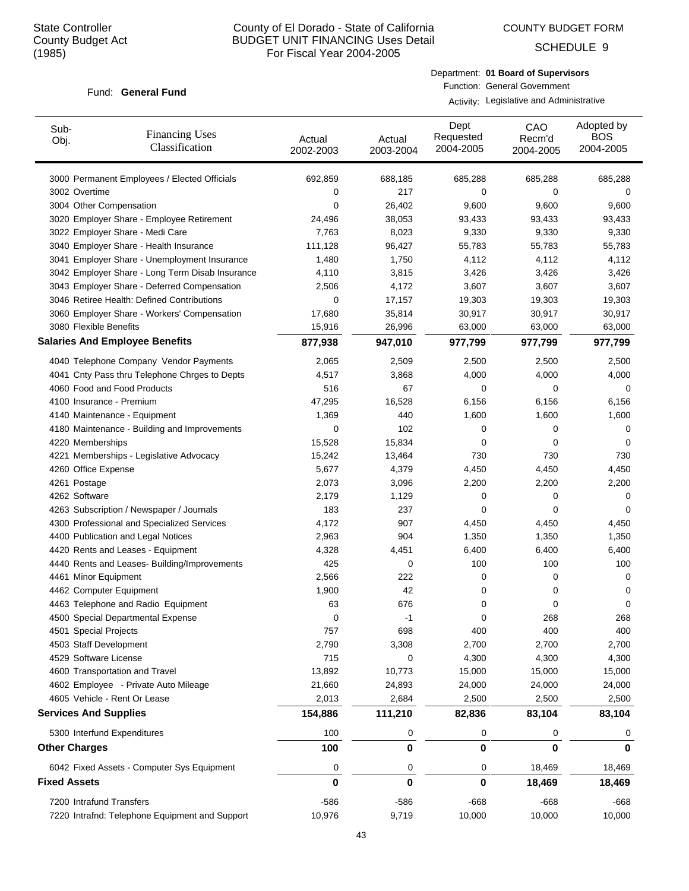State Controller
County Budget Act
(1985)

# County of El Dorado - State of California
## BUDGET UNIT FINANCING Uses Detail
For Fiscal Year 2004-2005

COUNTY BUDGET FORM

SCHEDULE 9

Fund: **General Fund**

Department: **01 Board of Supervisors**
Function: General Government
Activity: Legislative and Administrative

| Sub-Obj. | Financing Uses Classification | Actual 2002-2003 | Actual 2003-2004 | Dept Requested 2004-2005 | CAO Recm'd 2004-2005 | Adopted by BOS 2004-2005 |
|---|---|---|---|---|---|---|
| 3000 | Permanent Employees / Elected Officials | 692,859 | 688,185 | 685,288 | 685,288 | 685,288 |
| 3002 | Overtime | 0 | 217 | 0 | 0 | 0 |
| 3004 | Other Compensation | 0 | 26,402 | 9,600 | 9,600 | 9,600 |
| 3020 | Employer Share - Employee Retirement | 24,496 | 38,053 | 93,433 | 93,433 | 93,433 |
| 3022 | Employer Share - Medi Care | 7,763 | 8,023 | 9,330 | 9,330 | 9,330 |
| 3040 | Employer Share - Health Insurance | 111,128 | 96,427 | 55,783 | 55,783 | 55,783 |
| 3041 | Employer Share - Unemployment Insurance | 1,480 | 1,750 | 4,112 | 4,112 | 4,112 |
| 3042 | Employer Share - Long Term Disab Insurance | 4,110 | 3,815 | 3,426 | 3,426 | 3,426 |
| 3043 | Employer Share - Deferred Compensation | 2,506 | 4,172 | 3,607 | 3,607 | 3,607 |
| 3046 | Retiree Health: Defined Contributions | 0 | 17,157 | 19,303 | 19,303 | 19,303 |
| 3060 | Employer Share - Workers' Compensation | 17,680 | 35,814 | 30,917 | 30,917 | 30,917 |
| 3080 | Flexible Benefits | 15,916 | 26,996 | 63,000 | 63,000 | 63,000 |
| **Salaries And Employee Benefits** | | **877,938** | **947,010** | **977,799** | **977,799** | **977,799** |
| 4040 | Telephone Company Vendor Payments | 2,065 | 2,509 | 2,500 | 2,500 | 2,500 |
| 4041 | Cnty Pass thru Telephone Chrges to Depts | 4,517 | 3,868 | 4,000 | 4,000 | 4,000 |
| 4060 | Food and Food Products | 516 | 67 | 0 | 0 | 0 |
| 4100 | Insurance - Premium | 47,295 | 16,528 | 6,156 | 6,156 | 6,156 |
| 4140 | Maintenance - Equipment | 1,369 | 440 | 1,600 | 1,600 | 1,600 |
| 4180 | Maintenance - Building and Improvements | 0 | 102 | 0 | 0 | 0 |
| 4220 | Memberships | 15,528 | 15,834 | 0 | 0 | 0 |
| 4221 | Memberships - Legislative Advocacy | 15,242 | 13,464 | 730 | 730 | 730 |
| 4260 | Office Expense | 5,677 | 4,379 | 4,450 | 4,450 | 4,450 |
| 4261 | Postage | 2,073 | 3,096 | 2,200 | 2,200 | 2,200 |
| 4262 | Software | 2,179 | 1,129 | 0 | 0 | 0 |
| 4263 | Subscription / Newspaper / Journals | 183 | 237 | 0 | 0 | 0 |
| 4300 | Professional and Specialized Services | 4,172 | 907 | 4,450 | 4,450 | 4,450 |
| 4400 | Publication and Legal Notices | 2,963 | 904 | 1,350 | 1,350 | 1,350 |
| 4420 | Rents and Leases - Equipment | 4,328 | 4,451 | 6,400 | 6,400 | 6,400 |
| 4440 | Rents and Leases- Building/Improvements | 425 | 0 | 100 | 100 | 100 |
| 4461 | Minor Equipment | 2,566 | 222 | 0 | 0 | 0 |
| 4462 | Computer Equipment | 1,900 | 42 | 0 | 0 | 0 |
| 4463 | Telephone and Radio Equipment | 63 | 676 | 0 | 0 | 0 |
| 4500 | Special Departmental Expense | 0 | -1 | 0 | 268 | 268 |
| 4501 | Special Projects | 757 | 698 | 400 | 400 | 400 |
| 4503 | Staff Development | 2,790 | 3,308 | 2,700 | 2,700 | 2,700 |
| 4529 | Software License | 715 | 0 | 4,300 | 4,300 | 4,300 |
| 4600 | Transportation and Travel | 13,892 | 10,773 | 15,000 | 15,000 | 15,000 |
| 4602 | Employee - Private Auto Mileage | 21,660 | 24,893 | 24,000 | 24,000 | 24,000 |
| 4605 | Vehicle - Rent Or Lease | 2,013 | 2,684 | 2,500 | 2,500 | 2,500 |
| **Services And Supplies** | | **154,886** | **111,210** | **82,836** | **83,104** | **83,104** |
| 5300 | Interfund Expenditures | 100 | 0 | 0 | 0 | 0 |
| **Other Charges** | | **100** | **0** | **0** | **0** | **0** |
| 6042 | Fixed Assets - Computer Sys Equipment | 0 | 0 | 0 | 18,469 | 18,469 |
| **Fixed Assets** | | **0** | **0** | **0** | **18,469** | **18,469** |
| 7200 | Intrafund Transfers | -586 | -586 | -668 | -668 | -668 |
| 7220 | Intrafnd: Telephone Equipment and Support | 10,976 | 9,719 | 10,000 | 10,000 | 10,000 |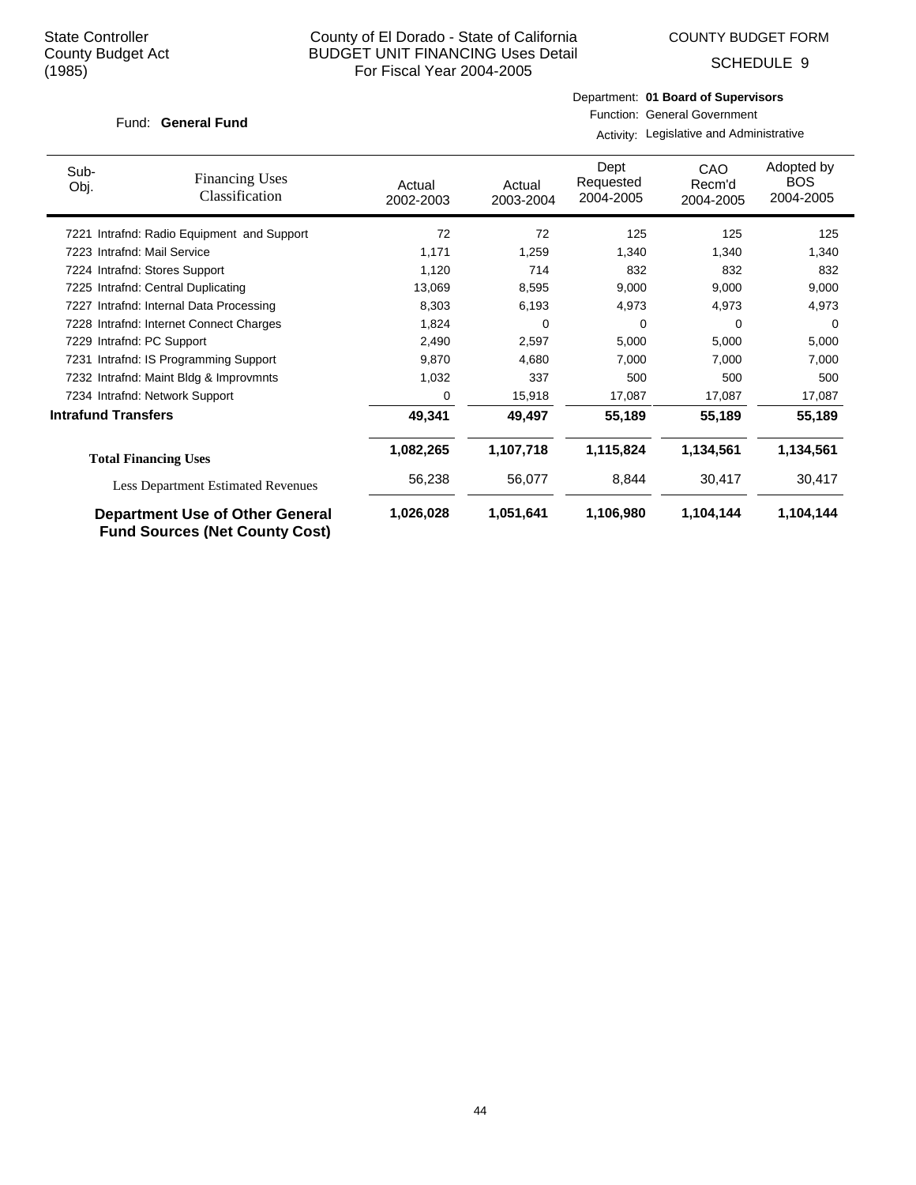State Controller
County Budget Act
(1985)

County of El Dorado - State of California
BUDGET UNIT FINANCING Uses Detail
For Fiscal Year 2004-2005

COUNTY BUDGET FORM
SCHEDULE 9

Fund: **General Fund**

Department: **01 Board of Supervisors**
Function: General Government
Activity: Legislative and Administrative

| Sub-Obj. | Financing Uses Classification | Actual 2002-2003 | Actual 2003-2004 | Dept Requested 2004-2005 | CAO Recm'd 2004-2005 | Adopted by BOS 2004-2005 |
|---|---|---|---|---|---|---|
| 7221 | Intrafnd: Radio Equipment and Support | 72 | 72 | 125 | 125 | 125 |
| 7223 | Intrafnd: Mail Service | 1,171 | 1,259 | 1,340 | 1,340 | 1,340 |
| 7224 | Intrafnd: Stores Support | 1,120 | 714 | 832 | 832 | 832 |
| 7225 | Intrafnd: Central Duplicating | 13,069 | 8,595 | 9,000 | 9,000 | 9,000 |
| 7227 | Intrafnd: Internal Data Processing | 8,303 | 6,193 | 4,973 | 4,973 | 4,973 |
| 7228 | Intrafnd: Internet Connect Charges | 1,824 | 0 | 0 | 0 | 0 |
| 7229 | Intrafnd: PC Support | 2,490 | 2,597 | 5,000 | 5,000 | 5,000 |
| 7231 | Intrafnd: IS Programming Support | 9,870 | 4,680 | 7,000 | 7,000 | 7,000 |
| 7232 | Intrafnd: Maint Bldg & Improvmnts | 1,032 | 337 | 500 | 500 | 500 |
| 7234 | Intrafnd: Network Support | 0 | 15,918 | 17,087 | 17,087 | 17,087 |
| **Intrafund Transfers** | | **49,341** | **49,497** | **55,189** | **55,189** | **55,189** |
| **Total Financing Uses** | | **1,082,265** | **1,107,718** | **1,115,824** | **1,134,561** | **1,134,561** |
| Less Department Estimated Revenues | | 56,238 | 56,077 | 8,844 | 30,417 | 30,417 |
| **Department Use of Other General Fund Sources (Net County Cost)** | | **1,026,028** | **1,051,641** | **1,106,980** | **1,104,144** | **1,104,144** |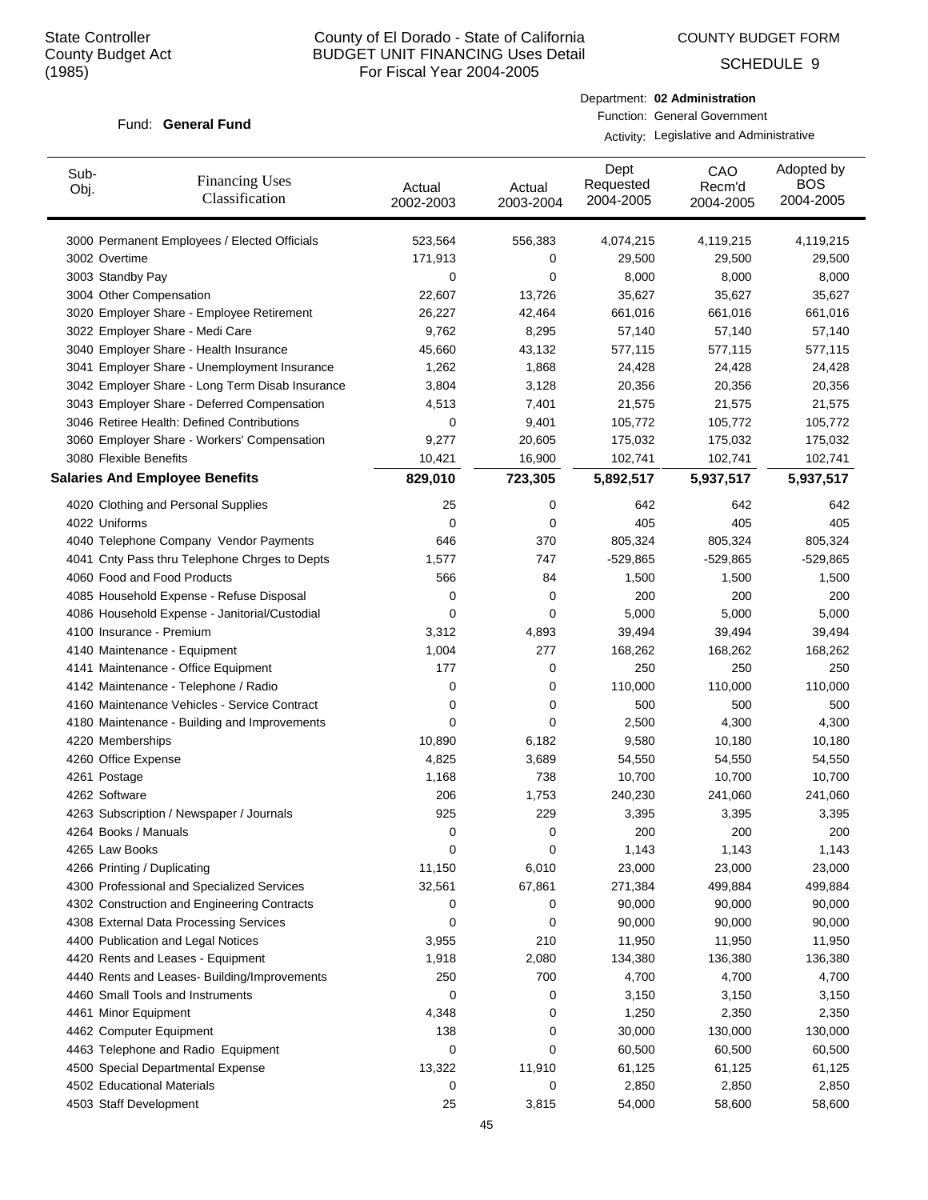State Controller
County Budget Act
(1985)

# County of El Dorado - State of California
## BUDGET UNIT FINANCING Uses Detail
For Fiscal Year 2004-2005

COUNTY BUDGET FORM
SCHEDULE 9

Fund: **General Fund**

Department: **02 Administration**
Function: General Government
Activity: Legislative and Administrative

| Sub-Obj. | Financing Uses Classification | Actual 2002-2003 | Actual 2003-2004 | Dept Requested 2004-2005 | CAO Recm'd 2004-2005 | Adopted by BOS 2004-2005 |
|---|---|---|---|---|---|---|
| 3000 | Permanent Employees / Elected Officials | 523,564 | 556,383 | 4,074,215 | 4,119,215 | 4,119,215 |
| 3002 | Overtime | 171,913 | 0 | 29,500 | 29,500 | 29,500 |
| 3003 | Standby Pay | 0 | 0 | 8,000 | 8,000 | 8,000 |
| 3004 | Other Compensation | 22,607 | 13,726 | 35,627 | 35,627 | 35,627 |
| 3020 | Employer Share - Employee Retirement | 26,227 | 42,464 | 661,016 | 661,016 | 661,016 |
| 3022 | Employer Share - Medi Care | 9,762 | 8,295 | 57,140 | 57,140 | 57,140 |
| 3040 | Employer Share - Health Insurance | 45,660 | 43,132 | 577,115 | 577,115 | 577,115 |
| 3041 | Employer Share - Unemployment Insurance | 1,262 | 1,868 | 24,428 | 24,428 | 24,428 |
| 3042 | Employer Share - Long Term Disab Insurance | 3,804 | 3,128 | 20,356 | 20,356 | 20,356 |
| 3043 | Employer Share - Deferred Compensation | 4,513 | 7,401 | 21,575 | 21,575 | 21,575 |
| 3046 | Retiree Health: Defined Contributions | 0 | 9,401 | 105,772 | 105,772 | 105,772 |
| 3060 | Employer Share - Workers' Compensation | 9,277 | 20,605 | 175,032 | 175,032 | 175,032 |
| 3080 | Flexible Benefits | 10,421 | 16,900 | 102,741 | 102,741 | 102,741 |
| **Salaries And Employee Benefits** | | **829,010** | **723,305** | **5,892,517** | **5,937,517** | **5,937,517** |
| 4020 | Clothing and Personal Supplies | 25 | 0 | 642 | 642 | 642 |
| 4022 | Uniforms | 0 | 0 | 405 | 405 | 405 |
| 4040 | Telephone Company Vendor Payments | 646 | 370 | 805,324 | 805,324 | 805,324 |
| 4041 | Cnty Pass thru Telephone Chrges to Depts | 1,577 | 747 | -529,865 | -529,865 | -529,865 |
| 4060 | Food and Food Products | 566 | 84 | 1,500 | 1,500 | 1,500 |
| 4085 | Household Expense - Refuse Disposal | 0 | 0 | 200 | 200 | 200 |
| 4086 | Household Expense - Janitorial/Custodial | 0 | 0 | 5,000 | 5,000 | 5,000 |
| 4100 | Insurance - Premium | 3,312 | 4,893 | 39,494 | 39,494 | 39,494 |
| 4140 | Maintenance - Equipment | 1,004 | 277 | 168,262 | 168,262 | 168,262 |
| 4141 | Maintenance - Office Equipment | 177 | 0 | 250 | 250 | 250 |
| 4142 | Maintenance - Telephone / Radio | 0 | 0 | 110,000 | 110,000 | 110,000 |
| 4160 | Maintenance Vehicles - Service Contract | 0 | 0 | 500 | 500 | 500 |
| 4180 | Maintenance - Building and Improvements | 0 | 0 | 2,500 | 4,300 | 4,300 |
| 4220 | Memberships | 10,890 | 6,182 | 9,580 | 10,180 | 10,180 |
| 4260 | Office Expense | 4,825 | 3,689 | 54,550 | 54,550 | 54,550 |
| 4261 | Postage | 1,168 | 738 | 10,700 | 10,700 | 10,700 |
| 4262 | Software | 206 | 1,753 | 240,230 | 241,060 | 241,060 |
| 4263 | Subscription / Newspaper / Journals | 925 | 229 | 3,395 | 3,395 | 3,395 |
| 4264 | Books / Manuals | 0 | 0 | 200 | 200 | 200 |
| 4265 | Law Books | 0 | 0 | 1,143 | 1,143 | 1,143 |
| 4266 | Printing / Duplicating | 11,150 | 6,010 | 23,000 | 23,000 | 23,000 |
| 4300 | Professional and Specialized Services | 32,561 | 67,861 | 271,384 | 499,884 | 499,884 |
| 4302 | Construction and Engineering Contracts | 0 | 0 | 90,000 | 90,000 | 90,000 |
| 4308 | External Data Processing Services | 0 | 0 | 90,000 | 90,000 | 90,000 |
| 4400 | Publication and Legal Notices | 3,955 | 210 | 11,950 | 11,950 | 11,950 |
| 4420 | Rents and Leases - Equipment | 1,918 | 2,080 | 134,380 | 136,380 | 136,380 |
| 4440 | Rents and Leases- Building/Improvements | 250 | 700 | 4,700 | 4,700 | 4,700 |
| 4460 | Small Tools and Instruments | 0 | 0 | 3,150 | 3,150 | 3,150 |
| 4461 | Minor Equipment | 4,348 | 0 | 1,250 | 2,350 | 2,350 |
| 4462 | Computer Equipment | 138 | 0 | 30,000 | 130,000 | 130,000 |
| 4463 | Telephone and Radio Equipment | 0 | 0 | 60,500 | 60,500 | 60,500 |
| 4500 | Special Departmental Expense | 13,322 | 11,910 | 61,125 | 61,125 | 61,125 |
| 4502 | Educational Materials | 0 | 0 | 2,850 | 2,850 | 2,850 |
| 4503 | Staff Development | 25 | 3,815 | 54,000 | 58,600 | 58,600 |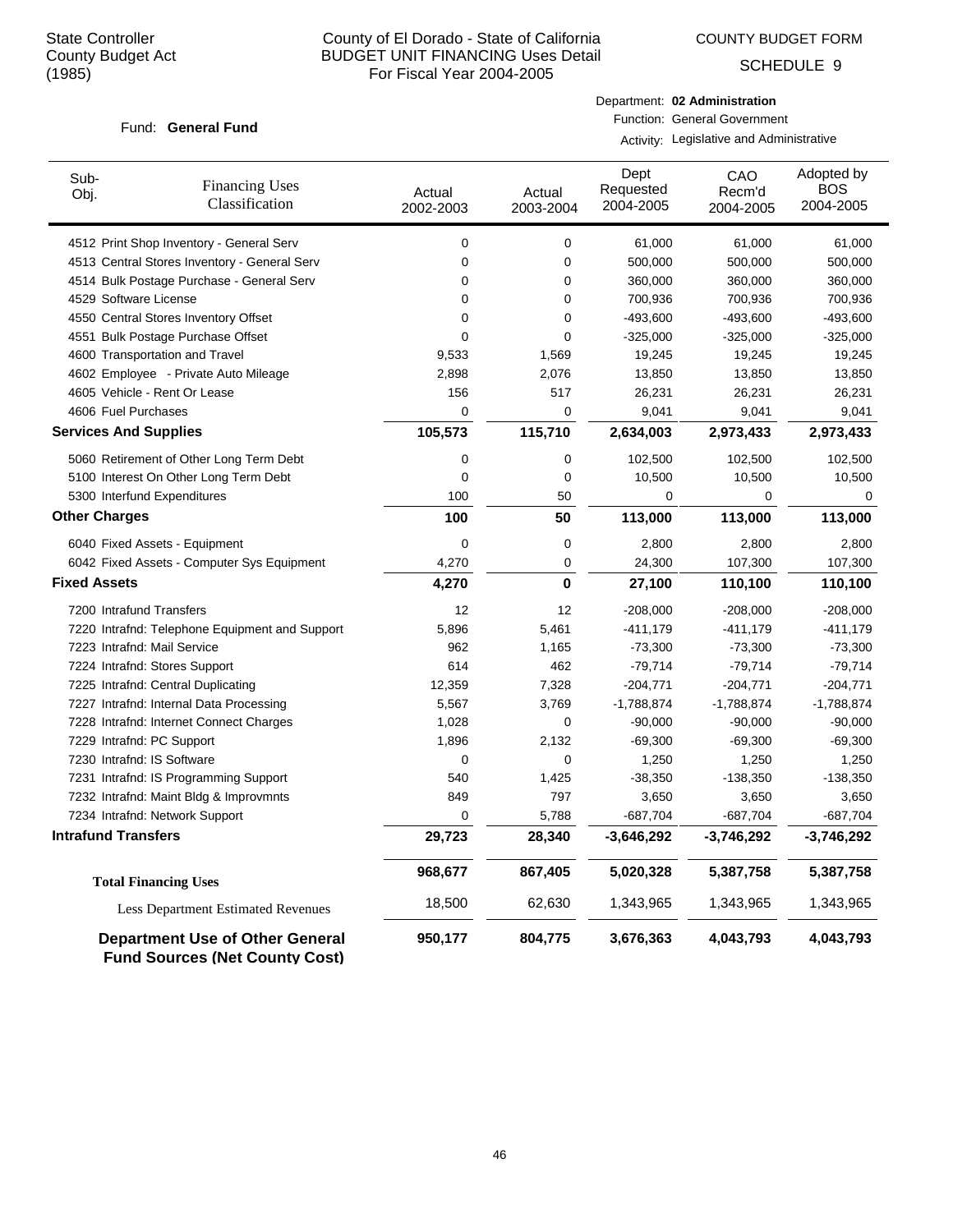State Controller
County Budget Act
(1985)

# County of El Dorado - State of California
## BUDGET UNIT FINANCING Uses Detail
For Fiscal Year 2004-2005

COUNTY BUDGET FORM

SCHEDULE 9

Fund: **General Fund**

Department: **02 Administration**
Function: General Government
Activity: Legislative and Administrative

| Sub-Obj. | Financing Uses Classification | Actual 2002-2003 | Actual 2003-2004 | Dept Requested 2004-2005 | CAO Recm'd 2004-2005 | Adopted by BOS 2004-2005 |
|---|---|---|---|---|---|---|
| 4512 | Print Shop Inventory - General Serv | 0 | 0 | 61,000 | 61,000 | 61,000 |
| 4513 | Central Stores Inventory - General Serv | 0 | 0 | 500,000 | 500,000 | 500,000 |
| 4514 | Bulk Postage Purchase - General Serv | 0 | 0 | 360,000 | 360,000 | 360,000 |
| 4529 | Software License | 0 | 0 | 700,936 | 700,936 | 700,936 |
| 4550 | Central Stores Inventory Offset | 0 | 0 | -493,600 | -493,600 | -493,600 |
| 4551 | Bulk Postage Purchase Offset | 0 | 0 | -325,000 | -325,000 | -325,000 |
| 4600 | Transportation and Travel | 9,533 | 1,569 | 19,245 | 19,245 | 19,245 |
| 4602 | Employee - Private Auto Mileage | 2,898 | 2,076 | 13,850 | 13,850 | 13,850 |
| 4605 | Vehicle - Rent Or Lease | 156 | 517 | 26,231 | 26,231 | 26,231 |
| 4606 | Fuel Purchases | 0 | 0 | 9,041 | 9,041 | 9,041 |
| **Services And Supplies** | | **105,573** | **115,710** | **2,634,003** | **2,973,433** | **2,973,433** |
| 5060 | Retirement of Other Long Term Debt | 0 | 0 | 102,500 | 102,500 | 102,500 |
| 5100 | Interest On Other Long Term Debt | 0 | 0 | 10,500 | 10,500 | 10,500 |
| 5300 | Interfund Expenditures | 100 | 50 | 0 | 0 | 0 |
| **Other Charges** | | **100** | **50** | **113,000** | **113,000** | **113,000** |
| 6040 | Fixed Assets - Equipment | 0 | 0 | 2,800 | 2,800 | 2,800 |
| 6042 | Fixed Assets - Computer Sys Equipment | 4,270 | 0 | 24,300 | 107,300 | 107,300 |
| **Fixed Assets** | | **4,270** | **0** | **27,100** | **110,100** | **110,100** |
| 7200 | Intrafund Transfers | 12 | 12 | -208,000 | -208,000 | -208,000 |
| 7220 | Intrafnd: Telephone Equipment and Support | 5,896 | 5,461 | -411,179 | -411,179 | -411,179 |
| 7223 | Intrafnd: Mail Service | 962 | 1,165 | -73,300 | -73,300 | -73,300 |
| 7224 | Intrafnd: Stores Support | 614 | 462 | -79,714 | -79,714 | -79,714 |
| 7225 | Intrafnd: Central Duplicating | 12,359 | 7,328 | -204,771 | -204,771 | -204,771 |
| 7227 | Intrafnd: Internal Data Processing | 5,567 | 3,769 | -1,788,874 | -1,788,874 | -1,788,874 |
| 7228 | Intrafnd: Internet Connect Charges | 1,028 | 0 | -90,000 | -90,000 | -90,000 |
| 7229 | Intrafnd: PC Support | 1,896 | 2,132 | -69,300 | -69,300 | -69,300 |
| 7230 | Intrafnd: IS Software | 0 | 0 | 1,250 | 1,250 | 1,250 |
| 7231 | Intrafnd: IS Programming Support | 540 | 1,425 | -38,350 | -138,350 | -138,350 |
| 7232 | Intrafnd: Maint Bldg & Improvmnts | 849 | 797 | 3,650 | 3,650 | 3,650 |
| 7234 | Intrafnd: Network Support | 0 | 5,788 | -687,704 | -687,704 | -687,704 |
| **Intrafund Transfers** | | **29,723** | **28,340** | **-3,646,292** | **-3,746,292** | **-3,746,292** |
| **Total Financing Uses** | | **968,677** | **867,405** | **5,020,328** | **5,387,758** | **5,387,758** |
| Less Department Estimated Revenues | | 18,500 | 62,630 | 1,343,965 | 1,343,965 | 1,343,965 |
| **Department Use of Other General Fund Sources (Net County Cost)** | | **950,177** | **804,775** | **3,676,363** | **4,043,793** | **4,043,793** |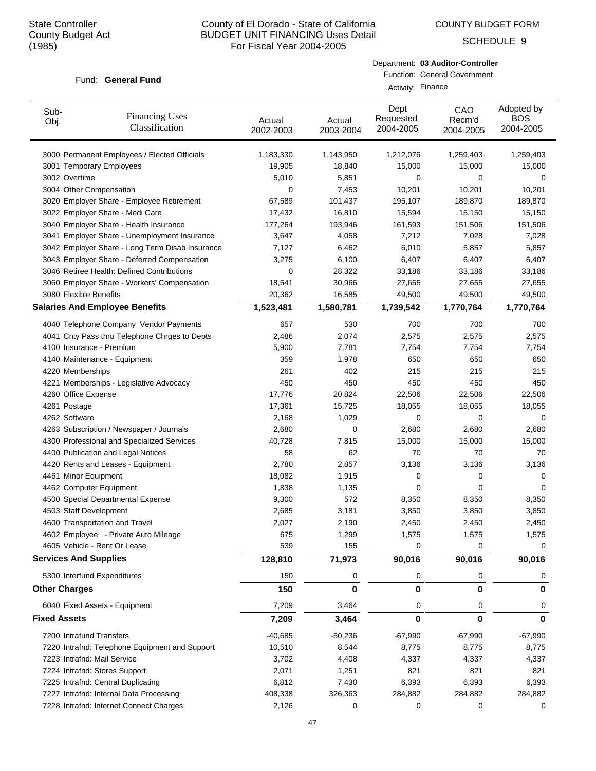State Controller
County Budget Act
(1985)

# County of El Dorado - State of California
## BUDGET UNIT FINANCING Uses Detail
### For Fiscal Year 2004-2005

COUNTY BUDGET FORM

SCHEDULE 9

Fund: **General Fund**

Department: **03 Auditor-Controller**
Function: General Government
Activity: Finance

| Sub-Obj. | Financing Uses Classification | Actual 2002-2003 | Actual 2003-2004 | Dept Requested 2004-2005 | CAO Recm'd 2004-2005 | Adopted by BOS 2004-2005 |
|---|---|---|---|---|---|---|
| 3000 | Permanent Employees / Elected Officials | 1,183,330 | 1,143,950 | 1,212,076 | 1,259,403 | 1,259,403 |
| 3001 | Temporary Employees | 19,905 | 18,840 | 15,000 | 15,000 | 15,000 |
| 3002 | Overtime | 5,010 | 5,851 | 0 | 0 | 0 |
| 3004 | Other Compensation | 0 | 7,453 | 10,201 | 10,201 | 10,201 |
| 3020 | Employer Share - Employee Retirement | 67,589 | 101,437 | 195,107 | 189,870 | 189,870 |
| 3022 | Employer Share - Medi Care | 17,432 | 16,810 | 15,594 | 15,150 | 15,150 |
| 3040 | Employer Share - Health Insurance | 177,264 | 193,946 | 161,593 | 151,506 | 151,506 |
| 3041 | Employer Share - Unemployment Insurance | 3,647 | 4,058 | 7,212 | 7,028 | 7,028 |
| 3042 | Employer Share - Long Term Disab Insurance | 7,127 | 6,462 | 6,010 | 5,857 | 5,857 |
| 3043 | Employer Share - Deferred Compensation | 3,275 | 6,100 | 6,407 | 6,407 | 6,407 |
| 3046 | Retiree Health: Defined Contributions | 0 | 28,322 | 33,186 | 33,186 | 33,186 |
| 3060 | Employer Share - Workers' Compensation | 18,541 | 30,966 | 27,655 | 27,655 | 27,655 |
| 3080 | Flexible Benefits | 20,362 | 16,585 | 49,500 | 49,500 | 49,500 |
| **Salaries And Employee Benefits** | | **1,523,481** | **1,580,781** | **1,739,542** | **1,770,764** | **1,770,764** |
| 4040 | Telephone Company Vendor Payments | 657 | 530 | 700 | 700 | 700 |
| 4041 | Cnty Pass thru Telephone Chrges to Depts | 2,486 | 2,074 | 2,575 | 2,575 | 2,575 |
| 4100 | Insurance - Premium | 5,900 | 7,781 | 7,754 | 7,754 | 7,754 |
| 4140 | Maintenance - Equipment | 359 | 1,978 | 650 | 650 | 650 |
| 4220 | Memberships | 261 | 402 | 215 | 215 | 215 |
| 4221 | Memberships - Legislative Advocacy | 450 | 450 | 450 | 450 | 450 |
| 4260 | Office Expense | 17,776 | 20,824 | 22,506 | 22,506 | 22,506 |
| 4261 | Postage | 17,361 | 15,725 | 18,055 | 18,055 | 18,055 |
| 4262 | Software | 2,168 | 1,029 | 0 | 0 | 0 |
| 4263 | Subscription / Newspaper / Journals | 2,680 | 0 | 2,680 | 2,680 | 2,680 |
| 4300 | Professional and Specialized Services | 40,728 | 7,815 | 15,000 | 15,000 | 15,000 |
| 4400 | Publication and Legal Notices | 58 | 62 | 70 | 70 | 70 |
| 4420 | Rents and Leases - Equipment | 2,780 | 2,857 | 3,136 | 3,136 | 3,136 |
| 4461 | Minor Equipment | 18,082 | 1,915 | 0 | 0 | 0 |
| 4462 | Computer Equipment | 1,838 | 1,135 | 0 | 0 | 0 |
| 4500 | Special Departmental Expense | 9,300 | 572 | 8,350 | 8,350 | 8,350 |
| 4503 | Staff Development | 2,685 | 3,181 | 3,850 | 3,850 | 3,850 |
| 4600 | Transportation and Travel | 2,027 | 2,190 | 2,450 | 2,450 | 2,450 |
| 4602 | Employee - Private Auto Mileage | 675 | 1,299 | 1,575 | 1,575 | 1,575 |
| 4605 | Vehicle - Rent Or Lease | 539 | 155 | 0 | 0 | 0 |
| **Services And Supplies** | | **128,810** | **71,973** | **90,016** | **90,016** | **90,016** |
| 5300 | Interfund Expenditures | 150 | 0 | 0 | 0 | 0 |
| **Other Charges** | | **150** | **0** | **0** | **0** | **0** |
| 6040 | Fixed Assets - Equipment | 7,209 | 3,464 | 0 | 0 | 0 |
| **Fixed Assets** | | **7,209** | **3,464** | **0** | **0** | **0** |
| 7200 | Intrafund Transfers | -40,685 | -50,236 | -67,990 | -67,990 | -67,990 |
| 7220 | Intrafnd: Telephone Equipment and Support | 10,510 | 8,544 | 8,775 | 8,775 | 8,775 |
| 7223 | Intrafnd: Mail Service | 3,702 | 4,408 | 4,337 | 4,337 | 4,337 |
| 7224 | Intrafnd: Stores Support | 2,071 | 1,251 | 821 | 821 | 821 |
| 7225 | Intrafnd: Central Duplicating | 6,812 | 7,430 | 6,393 | 6,393 | 6,393 |
| 7227 | Intrafnd: Internal Data Processing | 408,338 | 326,363 | 284,882 | 284,882 | 284,882 |
| 7228 | Intrafnd: Internet Connect Charges | 2,126 | 0 | 0 | 0 | 0 |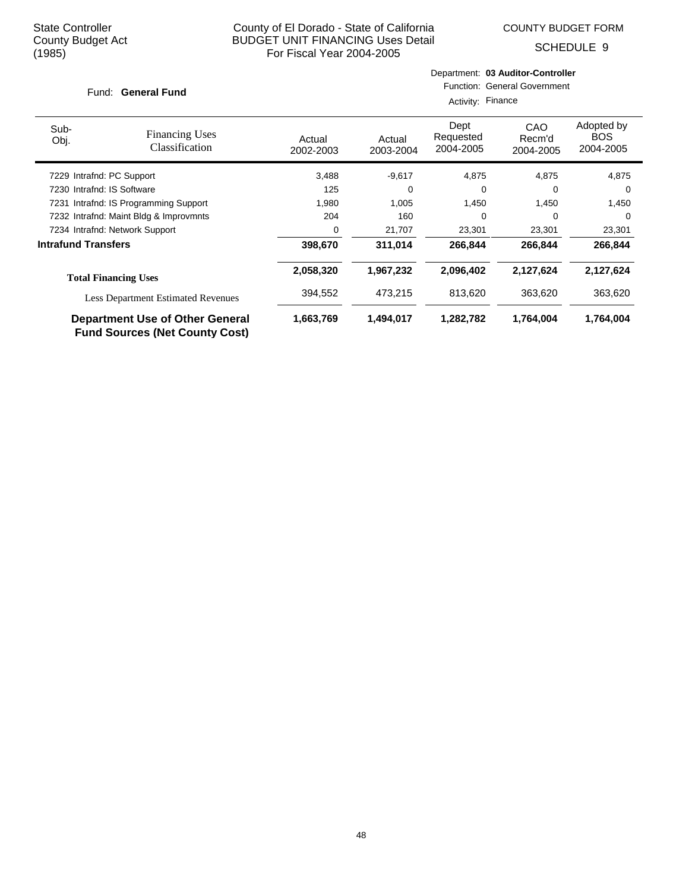State Controller
County Budget Act
(1985)

County of El Dorado - State of California
BUDGET UNIT FINANCING Uses Detail
For Fiscal Year 2004-2005

COUNTY BUDGET FORM
SCHEDULE 9

Fund: **General Fund**

Department: **03 Auditor-Controller**
Function: General Government
Activity: Finance

| Sub-Obj. | Financing Uses Classification | Actual 2002-2003 | Actual 2003-2004 | Dept Requested 2004-2005 | CAO Recm'd 2004-2005 | Adopted by BOS 2004-2005 |
|---|---|---|---|---|---|---|
| 7229 | Intrafnd: PC Support | 3,488 | -9,617 | 4,875 | 4,875 | 4,875 |
| 7230 | Intrafnd: IS Software | 125 | 0 | 0 | 0 | 0 |
| 7231 | Intrafnd: IS Programming Support | 1,980 | 1,005 | 1,450 | 1,450 | 1,450 |
| 7232 | Intrafnd: Maint Bldg & Improvmnts | 204 | 160 | 0 | 0 | 0 |
| 7234 | Intrafnd: Network Support | 0 | 21,707 | 23,301 | 23,301 | 23,301 |
| **Intrafund Transfers** | | **398,670** | **311,014** | **266,844** | **266,844** | **266,844** |
| **Total Financing Uses** | | **2,058,320** | **1,967,232** | **2,096,402** | **2,127,624** | **2,127,624** |
| Less Department Estimated Revenues | | 394,552 | 473,215 | 813,620 | 363,620 | 363,620 |
| **Department Use of Other General Fund Sources (Net County Cost)** | | **1,663,769** | **1,494,017** | **1,282,782** | **1,764,004** | **1,764,004** |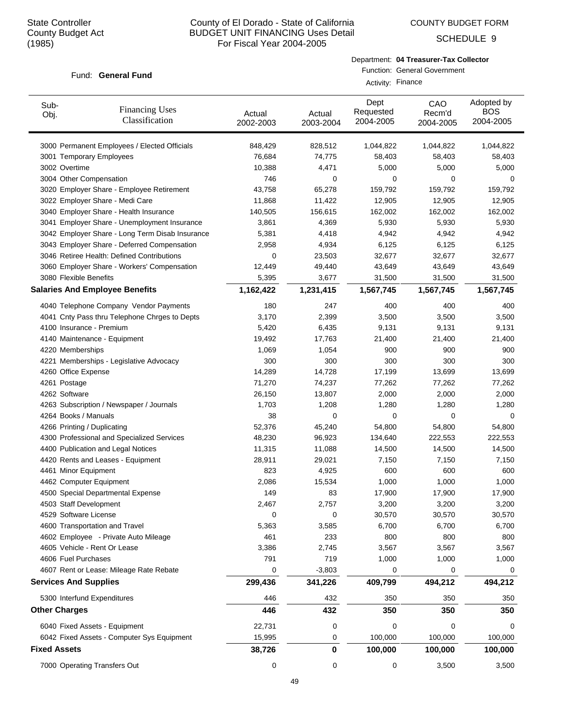State Controller
County Budget Act
(1985)

# County of El Dorado - State of California
## BUDGET UNIT FINANCING Uses Detail
For Fiscal Year 2004-2005

COUNTY BUDGET FORM

SCHEDULE 9

Fund: **General Fund**

Department: **04 Treasurer-Tax Collector**
Function: General Government
Activity: Finance

| Sub-Obj. | Financing Uses Classification | Actual 2002-2003 | Actual 2003-2004 | Dept Requested 2004-2005 | CAO Recm'd 2004-2005 | Adopted by BOS 2004-2005 |
|---|---|---|---|---|---|---|
| 3000 | Permanent Employees / Elected Officials | 848,429 | 828,512 | 1,044,822 | 1,044,822 | 1,044,822 |
| 3001 | Temporary Employees | 76,684 | 74,775 | 58,403 | 58,403 | 58,403 |
| 3002 | Overtime | 10,388 | 4,471 | 5,000 | 5,000 | 5,000 |
| 3004 | Other Compensation | 746 | 0 | 0 | 0 | 0 |
| 3020 | Employer Share - Employee Retirement | 43,758 | 65,278 | 159,792 | 159,792 | 159,792 |
| 3022 | Employer Share - Medi Care | 11,868 | 11,422 | 12,905 | 12,905 | 12,905 |
| 3040 | Employer Share - Health Insurance | 140,505 | 156,615 | 162,002 | 162,002 | 162,002 |
| 3041 | Employer Share - Unemployment Insurance | 3,861 | 4,369 | 5,930 | 5,930 | 5,930 |
| 3042 | Employer Share - Long Term Disab Insurance | 5,381 | 4,418 | 4,942 | 4,942 | 4,942 |
| 3043 | Employer Share - Deferred Compensation | 2,958 | 4,934 | 6,125 | 6,125 | 6,125 |
| 3046 | Retiree Health: Defined Contributions | 0 | 23,503 | 32,677 | 32,677 | 32,677 |
| 3060 | Employer Share - Workers' Compensation | 12,449 | 49,440 | 43,649 | 43,649 | 43,649 |
| 3080 | Flexible Benefits | 5,395 | 3,677 | 31,500 | 31,500 | 31,500 |
| **Salaries And Employee Benefits** | | **1,162,422** | **1,231,415** | **1,567,745** | **1,567,745** | **1,567,745** |
| 4040 | Telephone Company Vendor Payments | 180 | 247 | 400 | 400 | 400 |
| 4041 | Cnty Pass thru Telephone Chrges to Depts | 3,170 | 2,399 | 3,500 | 3,500 | 3,500 |
| 4100 | Insurance - Premium | 5,420 | 6,435 | 9,131 | 9,131 | 9,131 |
| 4140 | Maintenance - Equipment | 19,492 | 17,763 | 21,400 | 21,400 | 21,400 |
| 4220 | Memberships | 1,069 | 1,054 | 900 | 900 | 900 |
| 4221 | Memberships - Legislative Advocacy | 300 | 300 | 300 | 300 | 300 |
| 4260 | Office Expense | 14,289 | 14,728 | 17,199 | 13,699 | 13,699 |
| 4261 | Postage | 71,270 | 74,237 | 77,262 | 77,262 | 77,262 |
| 4262 | Software | 26,150 | 13,807 | 2,000 | 2,000 | 2,000 |
| 4263 | Subscription / Newspaper / Journals | 1,703 | 1,208 | 1,280 | 1,280 | 1,280 |
| 4264 | Books / Manuals | 38 | 0 | 0 | 0 | 0 |
| 4266 | Printing / Duplicating | 52,376 | 45,240 | 54,800 | 54,800 | 54,800 |
| 4300 | Professional and Specialized Services | 48,230 | 96,923 | 134,640 | 222,553 | 222,553 |
| 4400 | Publication and Legal Notices | 11,315 | 11,088 | 14,500 | 14,500 | 14,500 |
| 4420 | Rents and Leases - Equipment | 28,911 | 29,021 | 7,150 | 7,150 | 7,150 |
| 4461 | Minor Equipment | 823 | 4,925 | 600 | 600 | 600 |
| 4462 | Computer Equipment | 2,086 | 15,534 | 1,000 | 1,000 | 1,000 |
| 4500 | Special Departmental Expense | 149 | 83 | 17,900 | 17,900 | 17,900 |
| 4503 | Staff Development | 2,467 | 2,757 | 3,200 | 3,200 | 3,200 |
| 4529 | Software License | 0 | 0 | 30,570 | 30,570 | 30,570 |
| 4600 | Transportation and Travel | 5,363 | 3,585 | 6,700 | 6,700 | 6,700 |
| 4602 | Employee - Private Auto Mileage | 461 | 233 | 800 | 800 | 800 |
| 4605 | Vehicle - Rent Or Lease | 3,386 | 2,745 | 3,567 | 3,567 | 3,567 |
| 4606 | Fuel Purchases | 791 | 719 | 1,000 | 1,000 | 1,000 |
| 4607 | Rent or Lease: Mileage Rate Rebate | 0 | -3,803 | 0 | 0 | 0 |
| **Services And Supplies** | | **299,436** | **341,226** | **409,799** | **494,212** | **494,212** |
| 5300 | Interfund Expenditures | 446 | 432 | 350 | 350 | 350 |
| **Other Charges** | | **446** | **432** | **350** | **350** | **350** |
| 6040 | Fixed Assets - Equipment | 22,731 | 0 | 0 | 0 | 0 |
| 6042 | Fixed Assets - Computer Sys Equipment | 15,995 | 0 | 100,000 | 100,000 | 100,000 |
| **Fixed Assets** | | **38,726** | **0** | **100,000** | **100,000** | **100,000** |
| 7000 | Operating Transfers Out | 0 | 0 | 0 | 3,500 | 3,500 |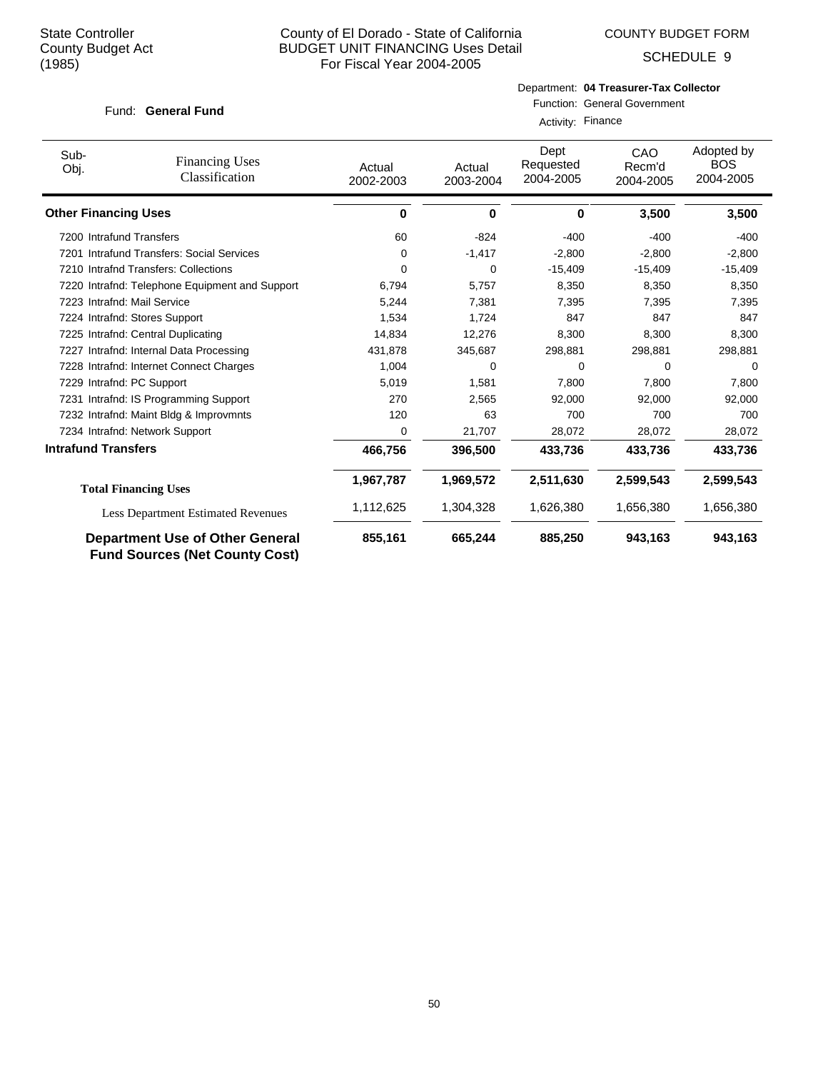State Controller
County Budget Act
(1985)

County of El Dorado - State of California
BUDGET UNIT FINANCING Uses Detail
For Fiscal Year 2004-2005

COUNTY BUDGET FORM

SCHEDULE 9

Fund: **General Fund**

Department: **04 Treasurer-Tax Collector**
Function: General Government
Activity: Finance

| Sub-Obj. | Financing Uses Classification | Actual 2002-2003 | Actual 2003-2004 | Dept Requested 2004-2005 | CAO Recm'd 2004-2005 | Adopted by BOS 2004-2005 |
|---|---|---|---|---|---|---|
| **Other Financing Uses** | | **0** | **0** | **0** | **3,500** | **3,500** |
| 7200 | Intrafund Transfers | 60 | -824 | -400 | -400 | -400 |
| 7201 | Intrafund Transfers: Social Services | 0 | -1,417 | -2,800 | -2,800 | -2,800 |
| 7210 | Intrafnd Transfers: Collections | 0 | 0 | -15,409 | -15,409 | -15,409 |
| 7220 | Intrafnd: Telephone Equipment and Support | 6,794 | 5,757 | 8,350 | 8,350 | 8,350 |
| 7223 | Intrafnd: Mail Service | 5,244 | 7,381 | 7,395 | 7,395 | 7,395 |
| 7224 | Intrafnd: Stores Support | 1,534 | 1,724 | 847 | 847 | 847 |
| 7225 | Intrafnd: Central Duplicating | 14,834 | 12,276 | 8,300 | 8,300 | 8,300 |
| 7227 | Intrafnd: Internal Data Processing | 431,878 | 345,687 | 298,881 | 298,881 | 298,881 |
| 7228 | Intrafnd: Internet Connect Charges | 1,004 | 0 | 0 | 0 | 0 |
| 7229 | Intrafnd: PC Support | 5,019 | 1,581 | 7,800 | 7,800 | 7,800 |
| 7231 | Intrafnd: IS Programming Support | 270 | 2,565 | 92,000 | 92,000 | 92,000 |
| 7232 | Intrafnd: Maint Bldg & Improvmnts | 120 | 63 | 700 | 700 | 700 |
| 7234 | Intrafnd: Network Support | 0 | 21,707 | 28,072 | 28,072 | 28,072 |
| **Intrafund Transfers** | | **466,756** | **396,500** | **433,736** | **433,736** | **433,736** |
| **Total Financing Uses** | | **1,967,787** | **1,969,572** | **2,511,630** | **2,599,543** | **2,599,543** |
| Less Department Estimated Revenues | | 1,112,625 | 1,304,328 | 1,626,380 | 1,656,380 | 1,656,380 |
| **Department Use of Other General Fund Sources (Net County Cost)** | | **855,161** | **665,244** | **885,250** | **943,163** | **943,163** |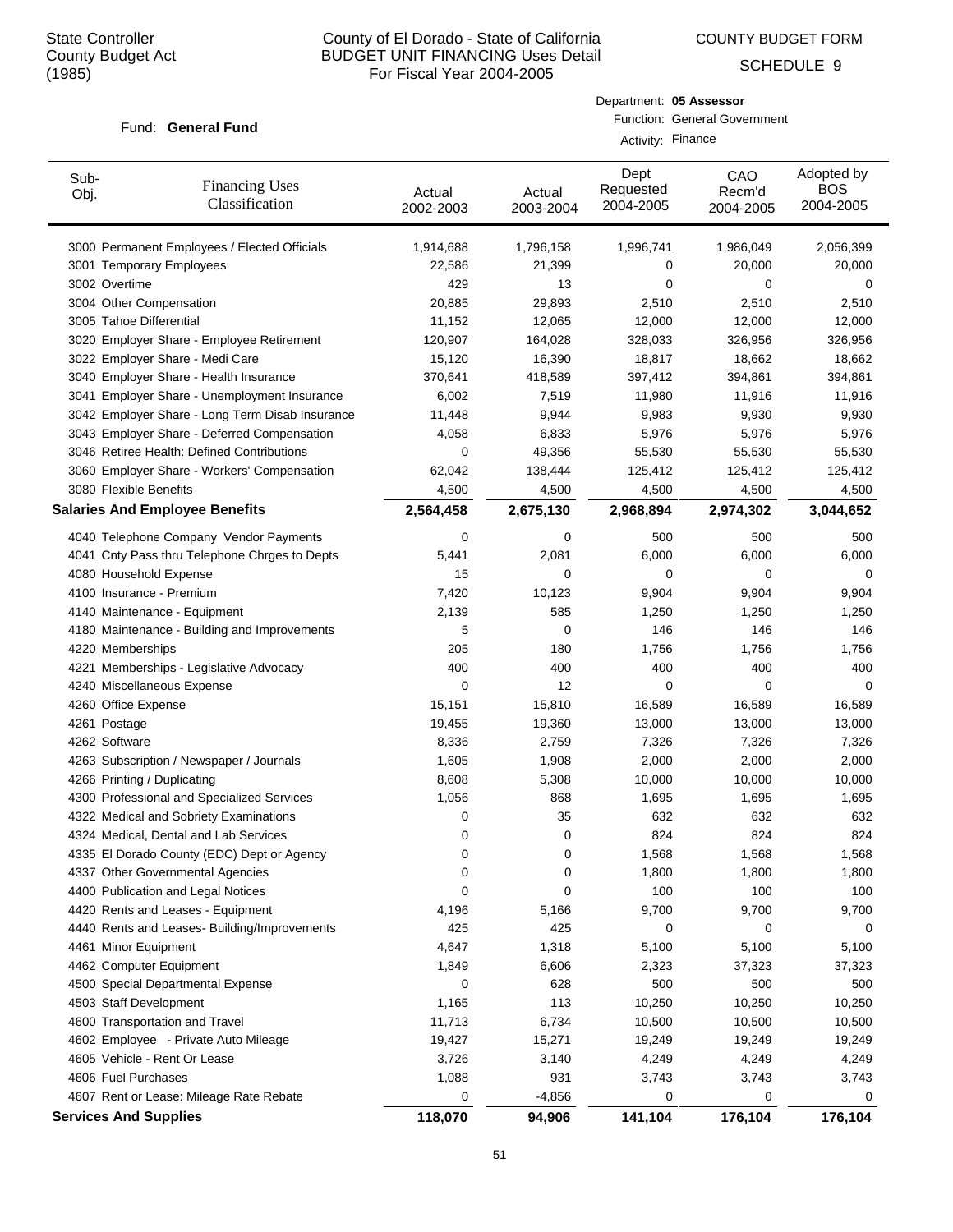State Controller
County Budget Act
(1985)

# County of El Dorado - State of California
## BUDGET UNIT FINANCING Uses Detail
For Fiscal Year 2004-2005

COUNTY BUDGET FORM
SCHEDULE 9

Fund: **General Fund**

Department: **05 Assessor**
Function: General Government
Activity: Finance

| Sub-Obj. | Financing Uses Classification | Actual 2002-2003 | Actual 2003-2004 | Dept Requested 2004-2005 | CAO Recm'd 2004-2005 | Adopted by BOS 2004-2005 |
|---|---|---|---|---|---|---|
| 3000 | Permanent Employees / Elected Officials | 1,914,688 | 1,796,158 | 1,996,741 | 1,986,049 | 2,056,399 |
| 3001 | Temporary Employees | 22,586 | 21,399 | 0 | 20,000 | 20,000 |
| 3002 | Overtime | 429 | 13 | 0 | 0 | 0 |
| 3004 | Other Compensation | 20,885 | 29,893 | 2,510 | 2,510 | 2,510 |
| 3005 | Tahoe Differential | 11,152 | 12,065 | 12,000 | 12,000 | 12,000 |
| 3020 | Employer Share - Employee Retirement | 120,907 | 164,028 | 328,033 | 326,956 | 326,956 |
| 3022 | Employer Share - Medi Care | 15,120 | 16,390 | 18,817 | 18,662 | 18,662 |
| 3040 | Employer Share - Health Insurance | 370,641 | 418,589 | 397,412 | 394,861 | 394,861 |
| 3041 | Employer Share - Unemployment Insurance | 6,002 | 7,519 | 11,980 | 11,916 | 11,916 |
| 3042 | Employer Share - Long Term Disab Insurance | 11,448 | 9,944 | 9,983 | 9,930 | 9,930 |
| 3043 | Employer Share - Deferred Compensation | 4,058 | 6,833 | 5,976 | 5,976 | 5,976 |
| 3046 | Retiree Health: Defined Contributions | 0 | 49,356 | 55,530 | 55,530 | 55,530 |
| 3060 | Employer Share - Workers' Compensation | 62,042 | 138,444 | 125,412 | 125,412 | 125,412 |
| 3080 | Flexible Benefits | 4,500 | 4,500 | 4,500 | 4,500 | 4,500 |
| **Salaries And Employee Benefits** | | **2,564,458** | **2,675,130** | **2,968,894** | **2,974,302** | **3,044,652** |
| 4040 | Telephone Company Vendor Payments | 0 | 0 | 500 | 500 | 500 |
| 4041 | Cnty Pass thru Telephone Chrges to Depts | 5,441 | 2,081 | 6,000 | 6,000 | 6,000 |
| 4080 | Household Expense | 15 | 0 | 0 | 0 | 0 |
| 4100 | Insurance - Premium | 7,420 | 10,123 | 9,904 | 9,904 | 9,904 |
| 4140 | Maintenance - Equipment | 2,139 | 585 | 1,250 | 1,250 | 1,250 |
| 4180 | Maintenance - Building and Improvements | 5 | 0 | 146 | 146 | 146 |
| 4220 | Memberships | 205 | 180 | 1,756 | 1,756 | 1,756 |
| 4221 | Memberships - Legislative Advocacy | 400 | 400 | 400 | 400 | 400 |
| 4240 | Miscellaneous Expense | 0 | 12 | 0 | 0 | 0 |
| 4260 | Office Expense | 15,151 | 15,810 | 16,589 | 16,589 | 16,589 |
| 4261 | Postage | 19,455 | 19,360 | 13,000 | 13,000 | 13,000 |
| 4262 | Software | 8,336 | 2,759 | 7,326 | 7,326 | 7,326 |
| 4263 | Subscription / Newspaper / Journals | 1,605 | 1,908 | 2,000 | 2,000 | 2,000 |
| 4266 | Printing / Duplicating | 8,608 | 5,308 | 10,000 | 10,000 | 10,000 |
| 4300 | Professional and Specialized Services | 1,056 | 868 | 1,695 | 1,695 | 1,695 |
| 4322 | Medical and Sobriety Examinations | 0 | 35 | 632 | 632 | 632 |
| 4324 | Medical, Dental and Lab Services | 0 | 0 | 824 | 824 | 824 |
| 4335 | El Dorado County (EDC) Dept or Agency | 0 | 0 | 1,568 | 1,568 | 1,568 |
| 4337 | Other Governmental Agencies | 0 | 0 | 1,800 | 1,800 | 1,800 |
| 4400 | Publication and Legal Notices | 0 | 0 | 100 | 100 | 100 |
| 4420 | Rents and Leases - Equipment | 4,196 | 5,166 | 9,700 | 9,700 | 9,700 |
| 4440 | Rents and Leases- Building/Improvements | 425 | 425 | 0 | 0 | 0 |
| 4461 | Minor Equipment | 4,647 | 1,318 | 5,100 | 5,100 | 5,100 |
| 4462 | Computer Equipment | 1,849 | 6,606 | 2,323 | 37,323 | 37,323 |
| 4500 | Special Departmental Expense | 0 | 628 | 500 | 500 | 500 |
| 4503 | Staff Development | 1,165 | 113 | 10,250 | 10,250 | 10,250 |
| 4600 | Transportation and Travel | 11,713 | 6,734 | 10,500 | 10,500 | 10,500 |
| 4602 | Employee - Private Auto Mileage | 19,427 | 15,271 | 19,249 | 19,249 | 19,249 |
| 4605 | Vehicle - Rent Or Lease | 3,726 | 3,140 | 4,249 | 4,249 | 4,249 |
| 4606 | Fuel Purchases | 1,088 | 931 | 3,743 | 3,743 | 3,743 |
| 4607 | Rent or Lease: Mileage Rate Rebate | 0 | -4,856 | 0 | 0 | 0 |
| **Services And Supplies** | | **118,070** | **94,906** | **141,104** | **176,104** | **176,104** |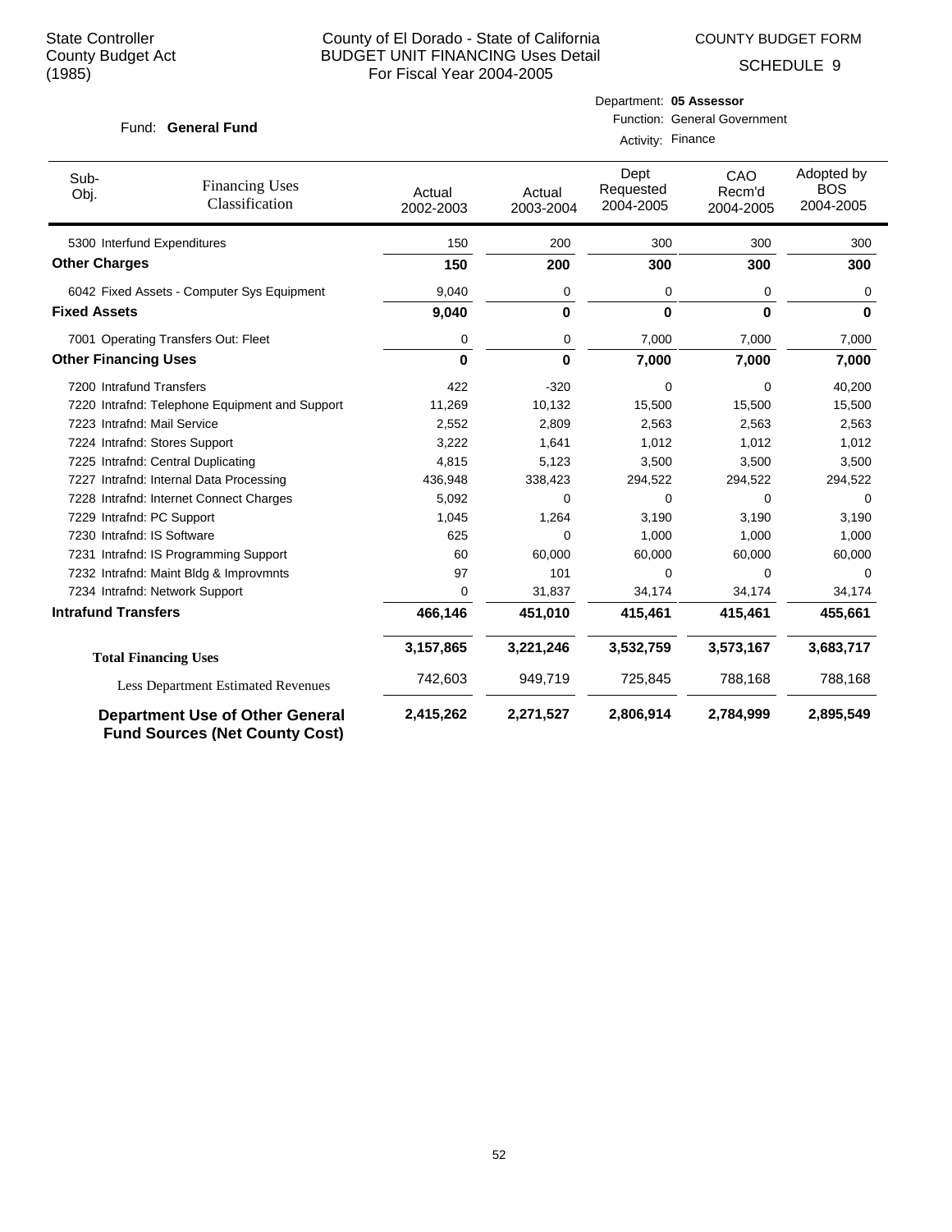State Controller
County Budget Act
(1985)

County of El Dorado - State of California
BUDGET UNIT FINANCING Uses Detail
For Fiscal Year 2004-2005

COUNTY BUDGET FORM

SCHEDULE 9

Fund: **General Fund**

Department: **05 Assessor**
Function: General Government
Activity: Finance

| Sub-Obj. | Financing Uses Classification | Actual 2002-2003 | Actual 2003-2004 | Dept Requested 2004-2005 | CAO Recm'd 2004-2005 | Adopted by BOS 2004-2005 |
|---|---|---|---|---|---|---|
| 5300 | Interfund Expenditures | 150 | 200 | 300 | 300 | 300 |
| **Other Charges** | | **150** | **200** | **300** | **300** | **300** |
| 6042 | Fixed Assets - Computer Sys Equipment | 9,040 | 0 | 0 | 0 | 0 |
| **Fixed Assets** | | **9,040** | **0** | **0** | **0** | **0** |
| 7001 | Operating Transfers Out: Fleet | 0 | 0 | 7,000 | 7,000 | 7,000 |
| **Other Financing Uses** | | **0** | **0** | **7,000** | **7,000** | **7,000** |
| 7200 | Intrafund Transfers | 422 | -320 | 0 | 0 | 40,200 |
| 7220 | Intrafnd: Telephone Equipment and Support | 11,269 | 10,132 | 15,500 | 15,500 | 15,500 |
| 7223 | Intrafnd: Mail Service | 2,552 | 2,809 | 2,563 | 2,563 | 2,563 |
| 7224 | Intrafnd: Stores Support | 3,222 | 1,641 | 1,012 | 1,012 | 1,012 |
| 7225 | Intrafnd: Central Duplicating | 4,815 | 5,123 | 3,500 | 3,500 | 3,500 |
| 7227 | Intrafnd: Internal Data Processing | 436,948 | 338,423 | 294,522 | 294,522 | 294,522 |
| 7228 | Intrafnd: Internet Connect Charges | 5,092 | 0 | 0 | 0 | 0 |
| 7229 | Intrafnd: PC Support | 1,045 | 1,264 | 3,190 | 3,190 | 3,190 |
| 7230 | Intrafnd: IS Software | 625 | 0 | 1,000 | 1,000 | 1,000 |
| 7231 | Intrafnd: IS Programming Support | 60 | 60,000 | 60,000 | 60,000 | 60,000 |
| 7232 | Intrafnd: Maint Bldg & Improvmnts | 97 | 101 | 0 | 0 | 0 |
| 7234 | Intrafnd: Network Support | 0 | 31,837 | 34,174 | 34,174 | 34,174 |
| **Intrafund Transfers** | | **466,146** | **451,010** | **415,461** | **415,461** | **455,661** |
| **Total Financing Uses** | | **3,157,865** | **3,221,246** | **3,532,759** | **3,573,167** | **3,683,717** |
| Less Department Estimated Revenues | | 742,603 | 949,719 | 725,845 | 788,168 | 788,168 |
| **Department Use of Other General Fund Sources (Net County Cost)** | | **2,415,262** | **2,271,527** | **2,806,914** | **2,784,999** | **2,895,549** |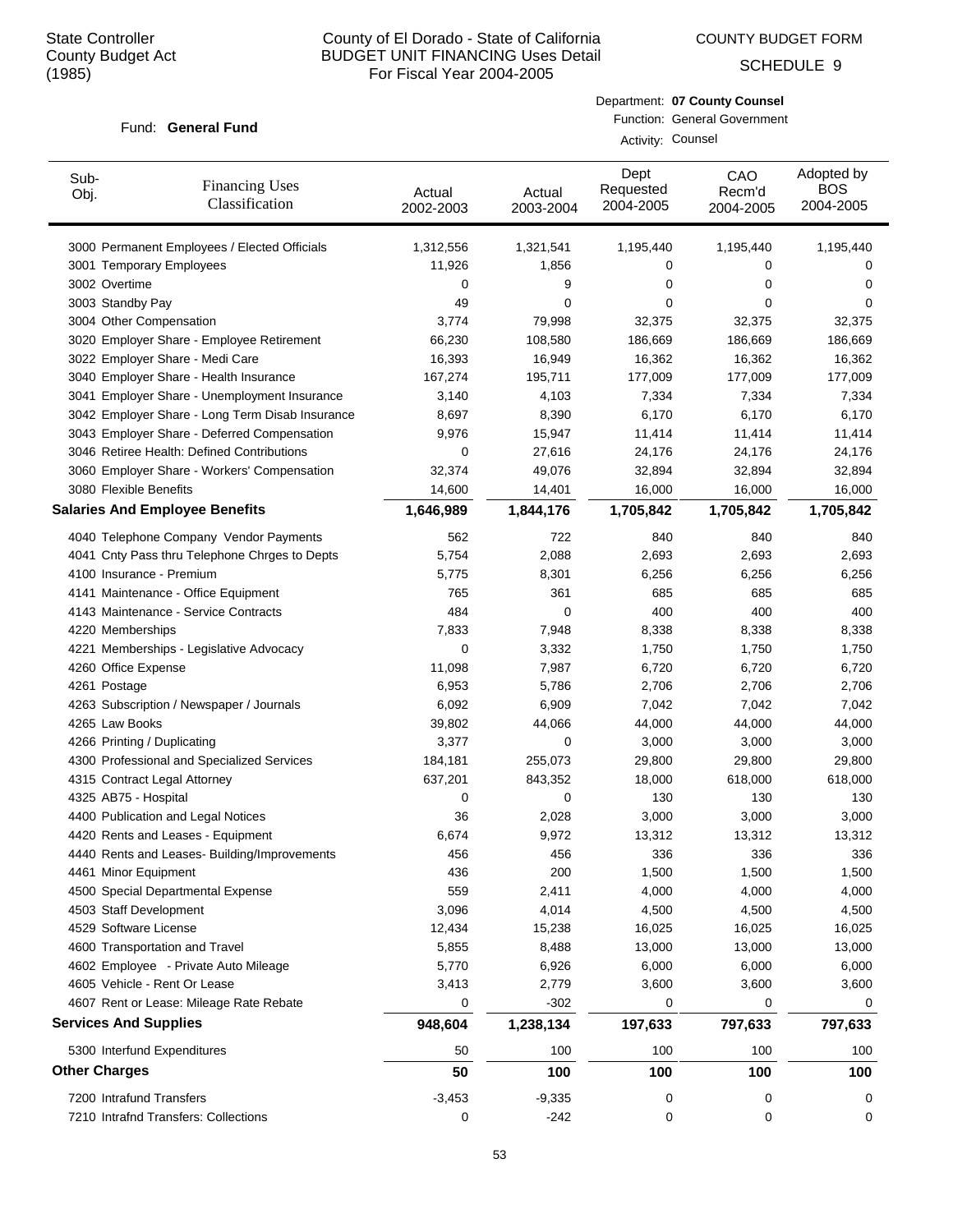State Controller
County Budget Act
(1985)

# County of El Dorado - State of California
## BUDGET UNIT FINANCING Uses Detail
For Fiscal Year 2004-2005

COUNTY BUDGET FORM
SCHEDULE 9

Fund: **General Fund**

Department: **07 County Counsel**
Function: General Government
Activity: Counsel

| Sub-Obj. | Financing Uses Classification | Actual 2002-2003 | Actual 2003-2004 | Dept Requested 2004-2005 | CAO Recm'd 2004-2005 | Adopted by BOS 2004-2005 |
|---|---|---|---|---|---|---|
| 3000 | Permanent Employees / Elected Officials | 1,312,556 | 1,321,541 | 1,195,440 | 1,195,440 | 1,195,440 |
| 3001 | Temporary Employees | 11,926 | 1,856 | 0 | 0 | 0 |
| 3002 | Overtime | 0 | 9 | 0 | 0 | 0 |
| 3003 | Standby Pay | 49 | 0 | 0 | 0 | 0 |
| 3004 | Other Compensation | 3,774 | 79,998 | 32,375 | 32,375 | 32,375 |
| 3020 | Employer Share - Employee Retirement | 66,230 | 108,580 | 186,669 | 186,669 | 186,669 |
| 3022 | Employer Share - Medi Care | 16,393 | 16,949 | 16,362 | 16,362 | 16,362 |
| 3040 | Employer Share - Health Insurance | 167,274 | 195,711 | 177,009 | 177,009 | 177,009 |
| 3041 | Employer Share - Unemployment Insurance | 3,140 | 4,103 | 7,334 | 7,334 | 7,334 |
| 3042 | Employer Share - Long Term Disab Insurance | 8,697 | 8,390 | 6,170 | 6,170 | 6,170 |
| 3043 | Employer Share - Deferred Compensation | 9,976 | 15,947 | 11,414 | 11,414 | 11,414 |
| 3046 | Retiree Health: Defined Contributions | 0 | 27,616 | 24,176 | 24,176 | 24,176 |
| 3060 | Employer Share - Workers' Compensation | 32,374 | 49,076 | 32,894 | 32,894 | 32,894 |
| 3080 | Flexible Benefits | 14,600 | 14,401 | 16,000 | 16,000 | 16,000 |
| **Salaries And Employee Benefits** | | **1,646,989** | **1,844,176** | **1,705,842** | **1,705,842** | **1,705,842** |
| 4040 | Telephone Company Vendor Payments | 562 | 722 | 840 | 840 | 840 |
| 4041 | Cnty Pass thru Telephone Chrges to Depts | 5,754 | 2,088 | 2,693 | 2,693 | 2,693 |
| 4100 | Insurance - Premium | 5,775 | 8,301 | 6,256 | 6,256 | 6,256 |
| 4141 | Maintenance - Office Equipment | 765 | 361 | 685 | 685 | 685 |
| 4143 | Maintenance - Service Contracts | 484 | 0 | 400 | 400 | 400 |
| 4220 | Memberships | 7,833 | 7,948 | 8,338 | 8,338 | 8,338 |
| 4221 | Memberships - Legislative Advocacy | 0 | 3,332 | 1,750 | 1,750 | 1,750 |
| 4260 | Office Expense | 11,098 | 7,987 | 6,720 | 6,720 | 6,720 |
| 4261 | Postage | 6,953 | 5,786 | 2,706 | 2,706 | 2,706 |
| 4263 | Subscription / Newspaper / Journals | 6,092 | 6,909 | 7,042 | 7,042 | 7,042 |
| 4265 | Law Books | 39,802 | 44,066 | 44,000 | 44,000 | 44,000 |
| 4266 | Printing / Duplicating | 3,377 | 0 | 3,000 | 3,000 | 3,000 |
| 4300 | Professional and Specialized Services | 184,181 | 255,073 | 29,800 | 29,800 | 29,800 |
| 4315 | Contract Legal Attorney | 637,201 | 843,352 | 18,000 | 618,000 | 618,000 |
| 4325 | AB75 - Hospital | 0 | 0 | 130 | 130 | 130 |
| 4400 | Publication and Legal Notices | 36 | 2,028 | 3,000 | 3,000 | 3,000 |
| 4420 | Rents and Leases - Equipment | 6,674 | 9,972 | 13,312 | 13,312 | 13,312 |
| 4440 | Rents and Leases- Building/Improvements | 456 | 456 | 336 | 336 | 336 |
| 4461 | Minor Equipment | 436 | 200 | 1,500 | 1,500 | 1,500 |
| 4500 | Special Departmental Expense | 559 | 2,411 | 4,000 | 4,000 | 4,000 |
| 4503 | Staff Development | 3,096 | 4,014 | 4,500 | 4,500 | 4,500 |
| 4529 | Software License | 12,434 | 15,238 | 16,025 | 16,025 | 16,025 |
| 4600 | Transportation and Travel | 5,855 | 8,488 | 13,000 | 13,000 | 13,000 |
| 4602 | Employee - Private Auto Mileage | 5,770 | 6,926 | 6,000 | 6,000 | 6,000 |
| 4605 | Vehicle - Rent Or Lease | 3,413 | 2,779 | 3,600 | 3,600 | 3,600 |
| 4607 | Rent or Lease: Mileage Rate Rebate | 0 | -302 | 0 | 0 | 0 |
| **Services And Supplies** | | **948,604** | **1,238,134** | **197,633** | **797,633** | **797,633** |
| 5300 | Interfund Expenditures | 50 | 100 | 100 | 100 | 100 |
| **Other Charges** | | **50** | **100** | **100** | **100** | **100** |
| 7200 | Intrafund Transfers | -3,453 | -9,335 | 0 | 0 | 0 |
| 7210 | Intrafnd Transfers: Collections | 0 | -242 | 0 | 0 | 0 |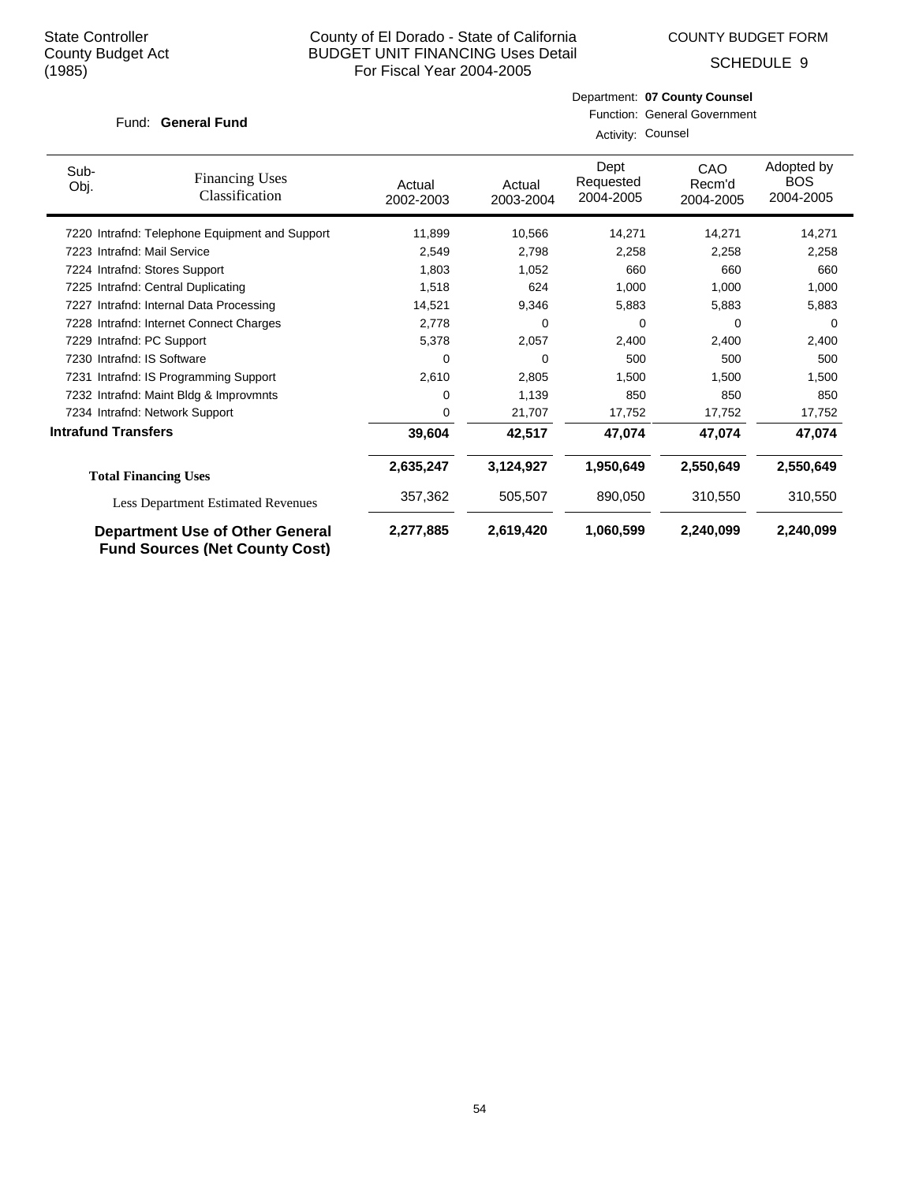State Controller
County Budget Act
(1985)

County of El Dorado - State of California
BUDGET UNIT FINANCING Uses Detail
For Fiscal Year 2004-2005

COUNTY BUDGET FORM

SCHEDULE 9

Fund: **General Fund**

Department: **07 County Counsel**
Function: General Government
Activity: Counsel

| Sub-Obj. | Financing Uses Classification | Actual 2002-2003 | Actual 2003-2004 | Dept Requested 2004-2005 | CAO Recm'd 2004-2005 | Adopted by BOS 2004-2005 |
|---|---|---|---|---|---|---|
| 7220 | Intrafnd: Telephone Equipment and Support | 11,899 | 10,566 | 14,271 | 14,271 | 14,271 |
| 7223 | Intrafnd: Mail Service | 2,549 | 2,798 | 2,258 | 2,258 | 2,258 |
| 7224 | Intrafnd: Stores Support | 1,803 | 1,052 | 660 | 660 | 660 |
| 7225 | Intrafnd: Central Duplicating | 1,518 | 624 | 1,000 | 1,000 | 1,000 |
| 7227 | Intrafnd: Internal Data Processing | 14,521 | 9,346 | 5,883 | 5,883 | 5,883 |
| 7228 | Intrafnd: Internet Connect Charges | 2,778 | 0 | 0 | 0 | 0 |
| 7229 | Intrafnd: PC Support | 5,378 | 2,057 | 2,400 | 2,400 | 2,400 |
| 7230 | Intrafnd: IS Software | 0 | 0 | 500 | 500 | 500 |
| 7231 | Intrafnd: IS Programming Support | 2,610 | 2,805 | 1,500 | 1,500 | 1,500 |
| 7232 | Intrafnd: Maint Bldg & Improvmnts | 0 | 1,139 | 850 | 850 | 850 |
| 7234 | Intrafnd: Network Support | 0 | 21,707 | 17,752 | 17,752 | 17,752 |
| **Intrafund Transfers** | | **39,604** | **42,517** | **47,074** | **47,074** | **47,074** |
| | **Total Financing Uses** | **2,635,247** | **3,124,927** | **1,950,649** | **2,550,649** | **2,550,649** |
| | Less Department Estimated Revenues | 357,362 | 505,507 | 890,050 | 310,550 | 310,550 |
| | **Department Use of Other General Fund Sources (Net County Cost)** | **2,277,885** | **2,619,420** | **1,060,599** | **2,240,099** | **2,240,099** |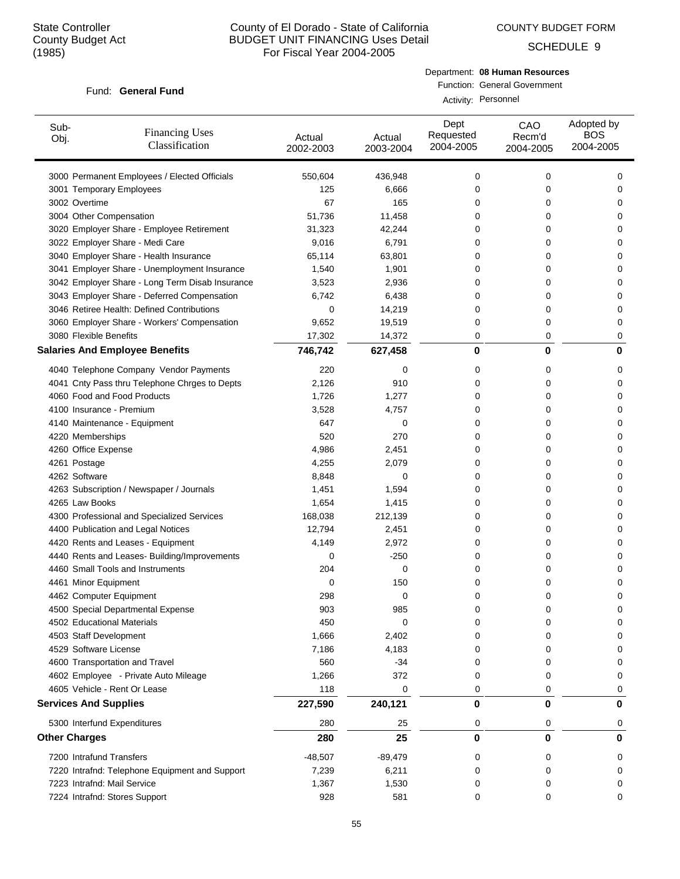State Controller
County Budget Act
(1985)

# County of El Dorado - State of California
## BUDGET UNIT FINANCING Uses Detail
For Fiscal Year 2004-2005

COUNTY BUDGET FORM

SCHEDULE 9

Fund: **General Fund**

Department: **08 Human Resources**
Function: General Government
Activity: Personnel

| Sub-Obj. | Financing Uses Classification | Actual 2002-2003 | Actual 2003-2004 | Dept Requested 2004-2005 | CAO Recm'd 2004-2005 | Adopted by BOS 2004-2005 |
|---|---|---|---|---|---|---|
| 3000 | Permanent Employees / Elected Officials | 550,604 | 436,948 | 0 | 0 | 0 |
| 3001 | Temporary Employees | 125 | 6,666 | 0 | 0 | 0 |
| 3002 | Overtime | 67 | 165 | 0 | 0 | 0 |
| 3004 | Other Compensation | 51,736 | 11,458 | 0 | 0 | 0 |
| 3020 | Employer Share - Employee Retirement | 31,323 | 42,244 | 0 | 0 | 0 |
| 3022 | Employer Share - Medi Care | 9,016 | 6,791 | 0 | 0 | 0 |
| 3040 | Employer Share - Health Insurance | 65,114 | 63,801 | 0 | 0 | 0 |
| 3041 | Employer Share - Unemployment Insurance | 1,540 | 1,901 | 0 | 0 | 0 |
| 3042 | Employer Share - Long Term Disab Insurance | 3,523 | 2,936 | 0 | 0 | 0 |
| 3043 | Employer Share - Deferred Compensation | 6,742 | 6,438 | 0 | 0 | 0 |
| 3046 | Retiree Health: Defined Contributions | 0 | 14,219 | 0 | 0 | 0 |
| 3060 | Employer Share - Workers' Compensation | 9,652 | 19,519 | 0 | 0 | 0 |
| 3080 | Flexible Benefits | 17,302 | 14,372 | 0 | 0 | 0 |
| **Salaries And Employee Benefits** | | **746,742** | **627,458** | **0** | **0** | **0** |
| 4040 | Telephone Company Vendor Payments | 220 | 0 | 0 | 0 | 0 |
| 4041 | Cnty Pass thru Telephone Chrges to Depts | 2,126 | 910 | 0 | 0 | 0 |
| 4060 | Food and Food Products | 1,726 | 1,277 | 0 | 0 | 0 |
| 4100 | Insurance - Premium | 3,528 | 4,757 | 0 | 0 | 0 |
| 4140 | Maintenance - Equipment | 647 | 0 | 0 | 0 | 0 |
| 4220 | Memberships | 520 | 270 | 0 | 0 | 0 |
| 4260 | Office Expense | 4,986 | 2,451 | 0 | 0 | 0 |
| 4261 | Postage | 4,255 | 2,079 | 0 | 0 | 0 |
| 4262 | Software | 8,848 | 0 | 0 | 0 | 0 |
| 4263 | Subscription / Newspaper / Journals | 1,451 | 1,594 | 0 | 0 | 0 |
| 4265 | Law Books | 1,654 | 1,415 | 0 | 0 | 0 |
| 4300 | Professional and Specialized Services | 168,038 | 212,139 | 0 | 0 | 0 |
| 4400 | Publication and Legal Notices | 12,794 | 2,451 | 0 | 0 | 0 |
| 4420 | Rents and Leases - Equipment | 4,149 | 2,972 | 0 | 0 | 0 |
| 4440 | Rents and Leases- Building/Improvements | 0 | -250 | 0 | 0 | 0 |
| 4460 | Small Tools and Instruments | 204 | 0 | 0 | 0 | 0 |
| 4461 | Minor Equipment | 0 | 150 | 0 | 0 | 0 |
| 4462 | Computer Equipment | 298 | 0 | 0 | 0 | 0 |
| 4500 | Special Departmental Expense | 903 | 985 | 0 | 0 | 0 |
| 4502 | Educational Materials | 450 | 0 | 0 | 0 | 0 |
| 4503 | Staff Development | 1,666 | 2,402 | 0 | 0 | 0 |
| 4529 | Software License | 7,186 | 4,183 | 0 | 0 | 0 |
| 4600 | Transportation and Travel | 560 | -34 | 0 | 0 | 0 |
| 4602 | Employee - Private Auto Mileage | 1,266 | 372 | 0 | 0 | 0 |
| 4605 | Vehicle - Rent Or Lease | 118 | 0 | 0 | 0 | 0 |
| **Services And Supplies** | | **227,590** | **240,121** | **0** | **0** | **0** |
| 5300 | Interfund Expenditures | 280 | 25 | 0 | 0 | 0 |
| **Other Charges** | | **280** | **25** | **0** | **0** | **0** |
| 7200 | Intrafund Transfers | -48,507 | -89,479 | 0 | 0 | 0 |
| 7220 | Intrafnd: Telephone Equipment and Support | 7,239 | 6,211 | 0 | 0 | 0 |
| 7223 | Intrafnd: Mail Service | 1,367 | 1,530 | 0 | 0 | 0 |
| 7224 | Intrafnd: Stores Support | 928 | 581 | 0 | 0 | 0 |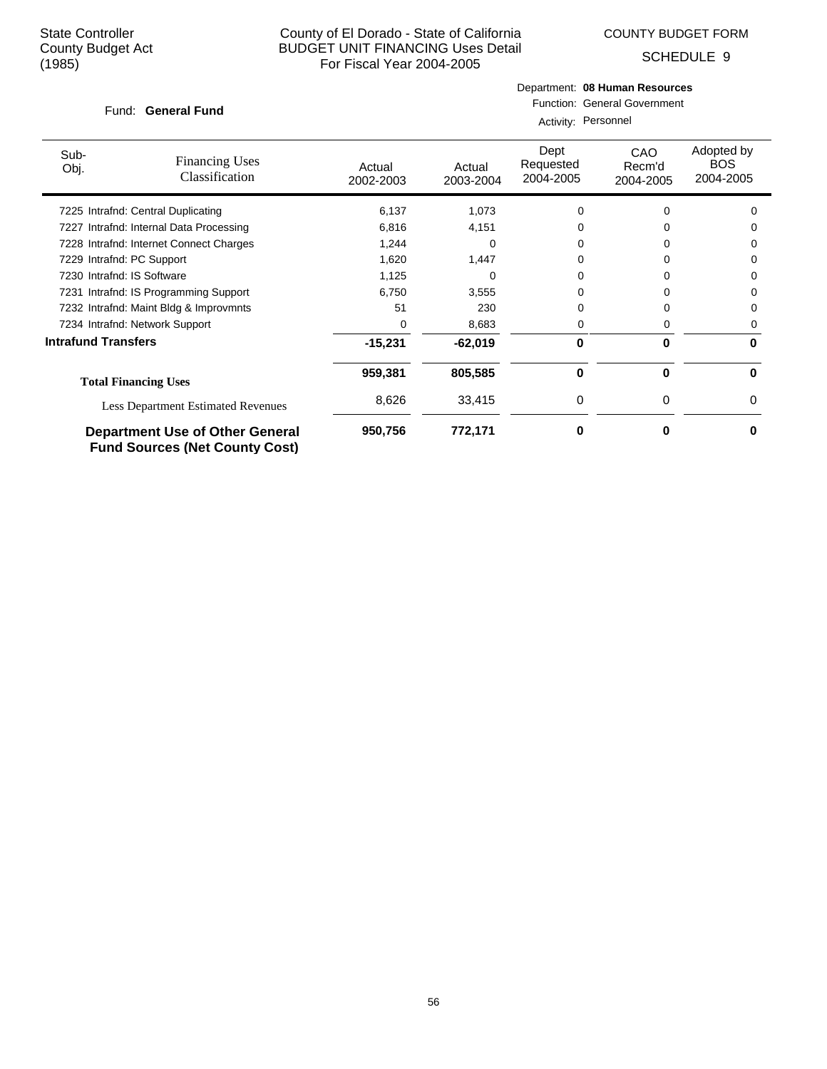State Controller
County Budget Act
(1985)

County of El Dorado - State of California
BUDGET UNIT FINANCING Uses Detail
For Fiscal Year 2004-2005

COUNTY BUDGET FORM

SCHEDULE 9

Fund: **General Fund**

Department: **08 Human Resources**
Function: General Government
Activity: Personnel

| Sub-Obj. | Financing Uses Classification | Actual 2002-2003 | Actual 2003-2004 | Dept Requested 2004-2005 | CAO Recm'd 2004-2005 | Adopted by BOS 2004-2005 |
|---|---|---|---|---|---|---|
| 7225 | Intrafnd: Central Duplicating | 6,137 | 1,073 | 0 | 0 | 0 |
| 7227 | Intrafnd: Internal Data Processing | 6,816 | 4,151 | 0 | 0 | 0 |
| 7228 | Intrafnd: Internet Connect Charges | 1,244 | 0 | 0 | 0 | 0 |
| 7229 | Intrafnd: PC Support | 1,620 | 1,447 | 0 | 0 | 0 |
| 7230 | Intrafnd: IS Software | 1,125 | 0 | 0 | 0 | 0 |
| 7231 | Intrafnd: IS Programming Support | 6,750 | 3,555 | 0 | 0 | 0 |
| 7232 | Intrafnd: Maint Bldg & Improvmnts | 51 | 230 | 0 | 0 | 0 |
| 7234 | Intrafnd: Network Support | 0 | 8,683 | 0 | 0 | 0 |
| **Intrafund Transfers** | | **-15,231** | **-62,019** | **0** | **0** | **0** |
| **Total Financing Uses** | | **959,381** | **805,585** | **0** | **0** | **0** |
| | Less Department Estimated Revenues | 8,626 | 33,415 | 0 | 0 | 0 |
| **Department Use of Other General Fund Sources (Net County Cost)** | | **950,756** | **772,171** | **0** | **0** | **0** |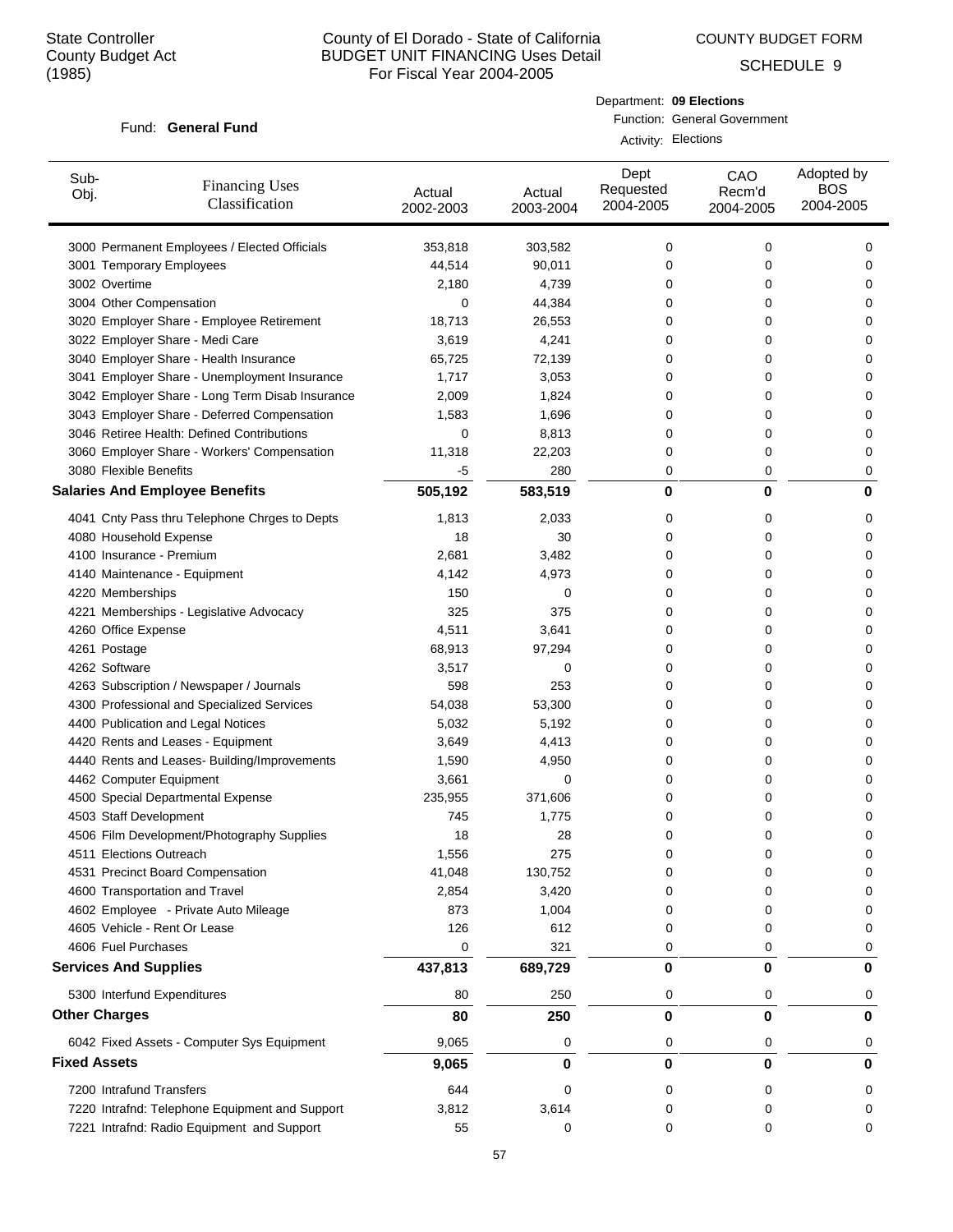State Controller
County Budget Act
(1985)

# County of El Dorado - State of California
## BUDGET UNIT FINANCING Uses Detail
### For Fiscal Year 2004-2005

COUNTY BUDGET FORM

SCHEDULE 9

Fund: **General Fund**

Department: **09 Elections**
Function: General Government
Activity: Elections

| Sub-Obj. | Financing Uses Classification | Actual 2002-2003 | Actual 2003-2004 | Dept Requested 2004-2005 | CAO Recm'd 2004-2005 | Adopted by BOS 2004-2005 |
|---|---|---|---|---|---|---|
| 3000 | Permanent Employees / Elected Officials | 353,818 | 303,582 | 0 | 0 | 0 |
| 3001 | Temporary Employees | 44,514 | 90,011 | 0 | 0 | 0 |
| 3002 | Overtime | 2,180 | 4,739 | 0 | 0 | 0 |
| 3004 | Other Compensation | 0 | 44,384 | 0 | 0 | 0 |
| 3020 | Employer Share - Employee Retirement | 18,713 | 26,553 | 0 | 0 | 0 |
| 3022 | Employer Share - Medi Care | 3,619 | 4,241 | 0 | 0 | 0 |
| 3040 | Employer Share - Health Insurance | 65,725 | 72,139 | 0 | 0 | 0 |
| 3041 | Employer Share - Unemployment Insurance | 1,717 | 3,053 | 0 | 0 | 0 |
| 3042 | Employer Share - Long Term Disab Insurance | 2,009 | 1,824 | 0 | 0 | 0 |
| 3043 | Employer Share - Deferred Compensation | 1,583 | 1,696 | 0 | 0 | 0 |
| 3046 | Retiree Health: Defined Contributions | 0 | 8,813 | 0 | 0 | 0 |
| 3060 | Employer Share - Workers' Compensation | 11,318 | 22,203 | 0 | 0 | 0 |
| 3080 | Flexible Benefits | -5 | 280 | 0 | 0 | 0 |
| **Salaries And Employee Benefits** | | **505,192** | **583,519** | **0** | **0** | **0** |
| 4041 | Cnty Pass thru Telephone Chrges to Depts | 1,813 | 2,033 | 0 | 0 | 0 |
| 4080 | Household Expense | 18 | 30 | 0 | 0 | 0 |
| 4100 | Insurance - Premium | 2,681 | 3,482 | 0 | 0 | 0 |
| 4140 | Maintenance - Equipment | 4,142 | 4,973 | 0 | 0 | 0 |
| 4220 | Memberships | 150 | 0 | 0 | 0 | 0 |
| 4221 | Memberships - Legislative Advocacy | 325 | 375 | 0 | 0 | 0 |
| 4260 | Office Expense | 4,511 | 3,641 | 0 | 0 | 0 |
| 4261 | Postage | 68,913 | 97,294 | 0 | 0 | 0 |
| 4262 | Software | 3,517 | 0 | 0 | 0 | 0 |
| 4263 | Subscription / Newspaper / Journals | 598 | 253 | 0 | 0 | 0 |
| 4300 | Professional and Specialized Services | 54,038 | 53,300 | 0 | 0 | 0 |
| 4400 | Publication and Legal Notices | 5,032 | 5,192 | 0 | 0 | 0 |
| 4420 | Rents and Leases - Equipment | 3,649 | 4,413 | 0 | 0 | 0 |
| 4440 | Rents and Leases- Building/Improvements | 1,590 | 4,950 | 0 | 0 | 0 |
| 4462 | Computer Equipment | 3,661 | 0 | 0 | 0 | 0 |
| 4500 | Special Departmental Expense | 235,955 | 371,606 | 0 | 0 | 0 |
| 4503 | Staff Development | 745 | 1,775 | 0 | 0 | 0 |
| 4506 | Film Development/Photography Supplies | 18 | 28 | 0 | 0 | 0 |
| 4511 | Elections Outreach | 1,556 | 275 | 0 | 0 | 0 |
| 4531 | Precinct Board Compensation | 41,048 | 130,752 | 0 | 0 | 0 |
| 4600 | Transportation and Travel | 2,854 | 3,420 | 0 | 0 | 0 |
| 4602 | Employee - Private Auto Mileage | 873 | 1,004 | 0 | 0 | 0 |
| 4605 | Vehicle - Rent Or Lease | 126 | 612 | 0 | 0 | 0 |
| 4606 | Fuel Purchases | 0 | 321 | 0 | 0 | 0 |
| **Services And Supplies** | | **437,813** | **689,729** | **0** | **0** | **0** |
| 5300 | Interfund Expenditures | 80 | 250 | 0 | 0 | 0 |
| **Other Charges** | | **80** | **250** | **0** | **0** | **0** |
| 6042 | Fixed Assets - Computer Sys Equipment | 9,065 | 0 | 0 | 0 | 0 |
| **Fixed Assets** | | **9,065** | **0** | **0** | **0** | **0** |
| 7200 | Intrafund Transfers | 644 | 0 | 0 | 0 | 0 |
| 7220 | Intrafnd: Telephone Equipment and Support | 3,812 | 3,614 | 0 | 0 | 0 |
| 7221 | Intrafnd: Radio Equipment and Support | 55 | 0 | 0 | 0 | 0 |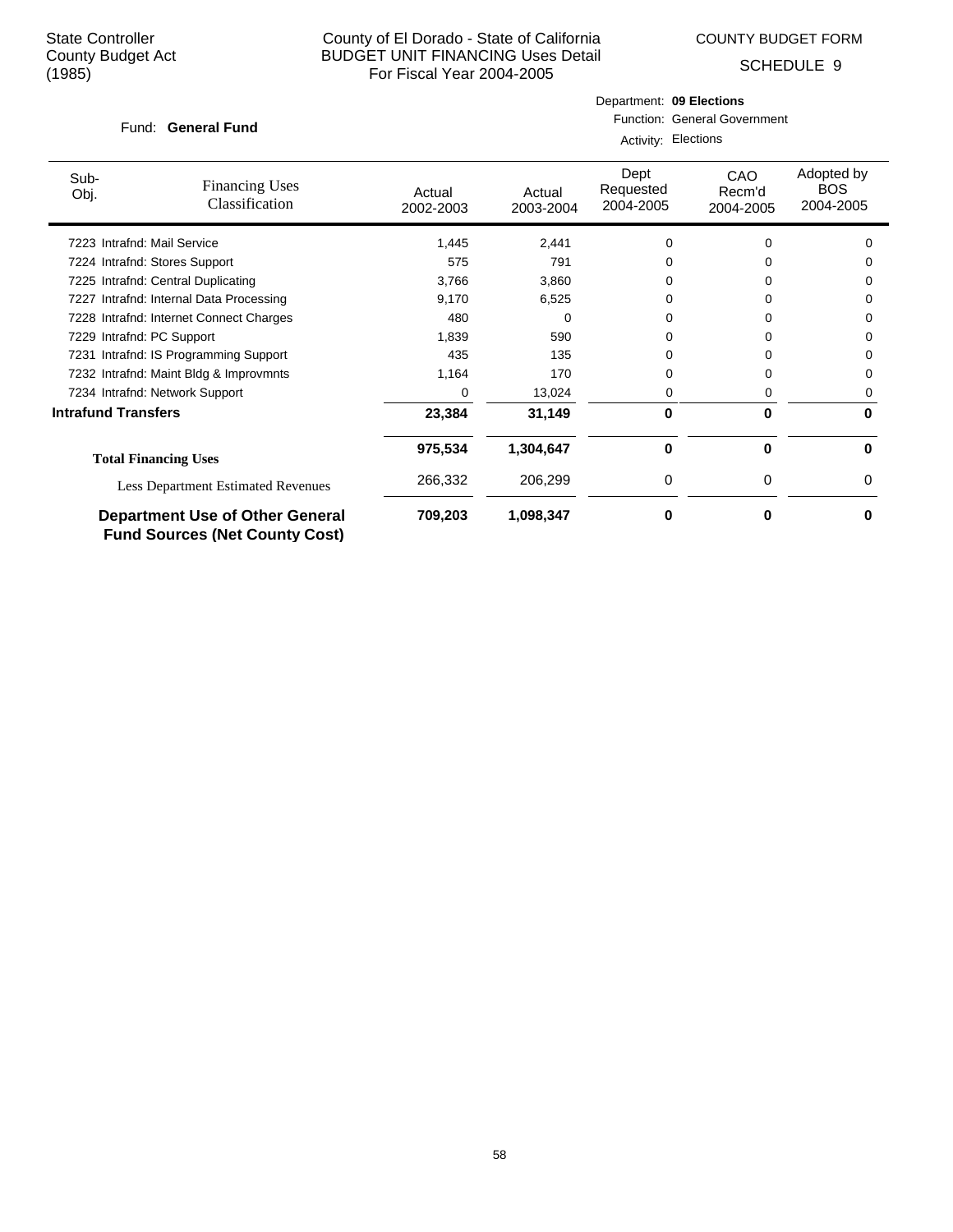State Controller
County Budget Act
(1985)

County of El Dorado - State of California
BUDGET UNIT FINANCING Uses Detail
For Fiscal Year 2004-2005

COUNTY BUDGET FORM

SCHEDULE 9

Fund: **General Fund**

Department: **09 Elections**
Function: General Government
Activity: Elections

| Sub-Obj. | Financing Uses Classification | Actual 2002-2003 | Actual 2003-2004 | Dept Requested 2004-2005 | CAO Recm'd 2004-2005 | Adopted by BOS 2004-2005 |
|---|---|---|---|---|---|---|
| 7223 | Intrafnd: Mail Service | 1,445 | 2,441 | 0 | 0 | 0 |
| 7224 | Intrafnd: Stores Support | 575 | 791 | 0 | 0 | 0 |
| 7225 | Intrafnd: Central Duplicating | 3,766 | 3,860 | 0 | 0 | 0 |
| 7227 | Intrafnd: Internal Data Processing | 9,170 | 6,525 | 0 | 0 | 0 |
| 7228 | Intrafnd: Internet Connect Charges | 480 | 0 | 0 | 0 | 0 |
| 7229 | Intrafnd: PC Support | 1,839 | 590 | 0 | 0 | 0 |
| 7231 | Intrafnd: IS Programming Support | 435 | 135 | 0 | 0 | 0 |
| 7232 | Intrafnd: Maint Bldg & Improvmnts | 1,164 | 170 | 0 | 0 | 0 |
| 7234 | Intrafnd: Network Support | 0 | 13,024 | 0 | 0 | 0 |
| **Intrafund Transfers** | | **23,384** | **31,149** | **0** | **0** | **0** |
| **Total Financing Uses** | | **975,534** | **1,304,647** | **0** | **0** | **0** |
| | Less Department Estimated Revenues | 266,332 | 206,299 | 0 | 0 | 0 |
| **Department Use of Other General Fund Sources (Net County Cost)** | | **709,203** | **1,098,347** | **0** | **0** | **0** |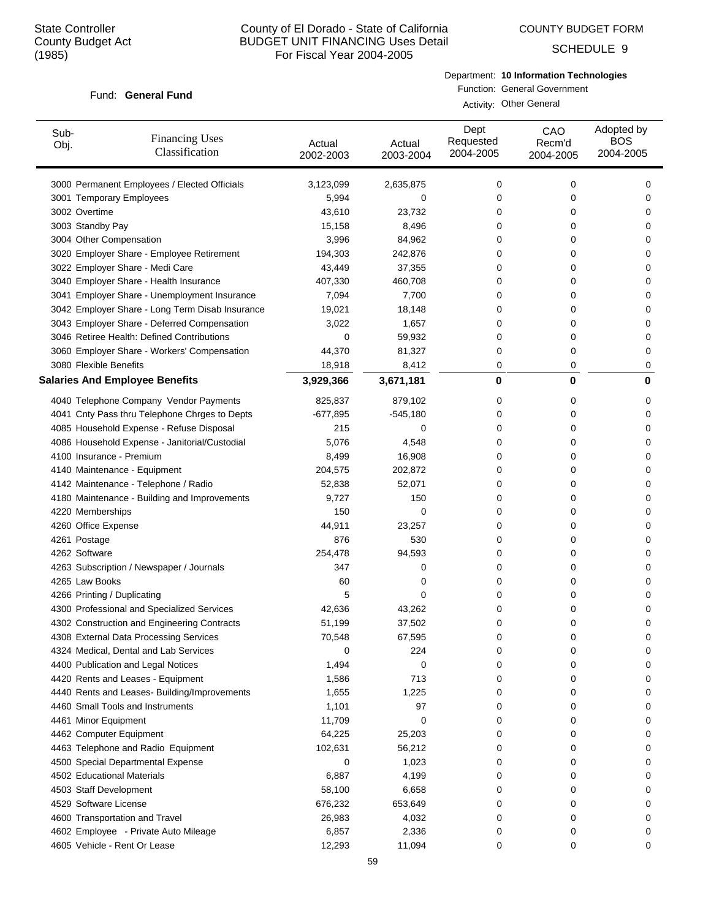State Controller
County Budget Act
(1985)

# County of El Dorado - State of California
## BUDGET UNIT FINANCING Uses Detail
## For Fiscal Year 2004-2005

COUNTY BUDGET FORM

SCHEDULE 9

Fund: **General Fund**

Department: **10 Information Technologies**
Function: General Government
Activity: Other General

| Sub-Obj. | Financing Uses Classification | Actual 2002-2003 | Actual 2003-2004 | Dept Requested 2004-2005 | CAO Recm'd 2004-2005 | Adopted by BOS 2004-2005 |
|---|---|---|---|---|---|---|
| 3000 | Permanent Employees / Elected Officials | 3,123,099 | 2,635,875 | 0 | 0 | 0 |
| 3001 | Temporary Employees | 5,994 | 0 | 0 | 0 | 0 |
| 3002 | Overtime | 43,610 | 23,732 | 0 | 0 | 0 |
| 3003 | Standby Pay | 15,158 | 8,496 | 0 | 0 | 0 |
| 3004 | Other Compensation | 3,996 | 84,962 | 0 | 0 | 0 |
| 3020 | Employer Share - Employee Retirement | 194,303 | 242,876 | 0 | 0 | 0 |
| 3022 | Employer Share - Medi Care | 43,449 | 37,355 | 0 | 0 | 0 |
| 3040 | Employer Share - Health Insurance | 407,330 | 460,708 | 0 | 0 | 0 |
| 3041 | Employer Share - Unemployment Insurance | 7,094 | 7,700 | 0 | 0 | 0 |
| 3042 | Employer Share - Long Term Disab Insurance | 19,021 | 18,148 | 0 | 0 | 0 |
| 3043 | Employer Share - Deferred Compensation | 3,022 | 1,657 | 0 | 0 | 0 |
| 3046 | Retiree Health: Defined Contributions | 0 | 59,932 | 0 | 0 | 0 |
| 3060 | Employer Share - Workers' Compensation | 44,370 | 81,327 | 0 | 0 | 0 |
| 3080 | Flexible Benefits | 18,918 | 8,412 | 0 | 0 | 0 |
| **Salaries And Employee Benefits** | | **3,929,366** | **3,671,181** | **0** | **0** | **0** |
| 4040 | Telephone Company Vendor Payments | 825,837 | 879,102 | 0 | 0 | 0 |
| 4041 | Cnty Pass thru Telephone Chrges to Depts | -677,895 | -545,180 | 0 | 0 | 0 |
| 4085 | Household Expense - Refuse Disposal | 215 | 0 | 0 | 0 | 0 |
| 4086 | Household Expense - Janitorial/Custodial | 5,076 | 4,548 | 0 | 0 | 0 |
| 4100 | Insurance - Premium | 8,499 | 16,908 | 0 | 0 | 0 |
| 4140 | Maintenance - Equipment | 204,575 | 202,872 | 0 | 0 | 0 |
| 4142 | Maintenance - Telephone / Radio | 52,838 | 52,071 | 0 | 0 | 0 |
| 4180 | Maintenance - Building and Improvements | 9,727 | 150 | 0 | 0 | 0 |
| 4220 | Memberships | 150 | 0 | 0 | 0 | 0 |
| 4260 | Office Expense | 44,911 | 23,257 | 0 | 0 | 0 |
| 4261 | Postage | 876 | 530 | 0 | 0 | 0 |
| 4262 | Software | 254,478 | 94,593 | 0 | 0 | 0 |
| 4263 | Subscription / Newspaper / Journals | 347 | 0 | 0 | 0 | 0 |
| 4265 | Law Books | 60 | 0 | 0 | 0 | 0 |
| 4266 | Printing / Duplicating | 5 | 0 | 0 | 0 | 0 |
| 4300 | Professional and Specialized Services | 42,636 | 43,262 | 0 | 0 | 0 |
| 4302 | Construction and Engineering Contracts | 51,199 | 37,502 | 0 | 0 | 0 |
| 4308 | External Data Processing Services | 70,548 | 67,595 | 0 | 0 | 0 |
| 4324 | Medical, Dental and Lab Services | 0 | 224 | 0 | 0 | 0 |
| 4400 | Publication and Legal Notices | 1,494 | 0 | 0 | 0 | 0 |
| 4420 | Rents and Leases - Equipment | 1,586 | 713 | 0 | 0 | 0 |
| 4440 | Rents and Leases- Building/Improvements | 1,655 | 1,225 | 0 | 0 | 0 |
| 4460 | Small Tools and Instruments | 1,101 | 97 | 0 | 0 | 0 |
| 4461 | Minor Equipment | 11,709 | 0 | 0 | 0 | 0 |
| 4462 | Computer Equipment | 64,225 | 25,203 | 0 | 0 | 0 |
| 4463 | Telephone and Radio Equipment | 102,631 | 56,212 | 0 | 0 | 0 |
| 4500 | Special Departmental Expense | 0 | 1,023 | 0 | 0 | 0 |
| 4502 | Educational Materials | 6,887 | 4,199 | 0 | 0 | 0 |
| 4503 | Staff Development | 58,100 | 6,658 | 0 | 0 | 0 |
| 4529 | Software License | 676,232 | 653,649 | 0 | 0 | 0 |
| 4600 | Transportation and Travel | 26,983 | 4,032 | 0 | 0 | 0 |
| 4602 | Employee - Private Auto Mileage | 6,857 | 2,336 | 0 | 0 | 0 |
| 4605 | Vehicle - Rent Or Lease | 12,293 | 11,094 | 0 | 0 | 0 |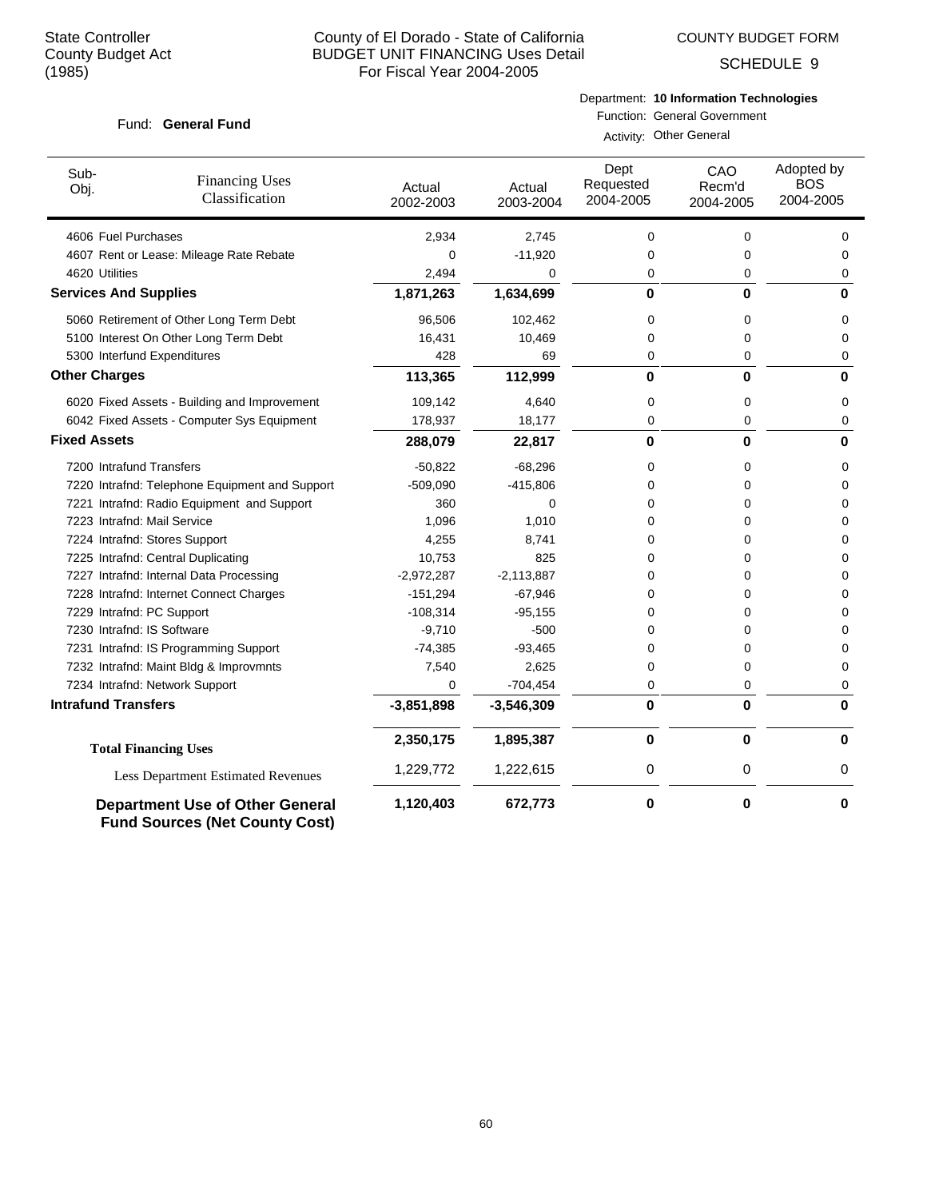State Controller
County Budget Act
(1985)

# County of El Dorado - State of California
## BUDGET UNIT FINANCING Uses Detail
For Fiscal Year 2004-2005

COUNTY BUDGET FORM

SCHEDULE 9

Fund: **General Fund**

Department: **10 Information Technologies**
Function: General Government
Activity: Other General

| Sub-Obj. | Financing Uses Classification | Actual 2002-2003 | Actual 2003-2004 | Dept Requested 2004-2005 | CAO Recm'd 2004-2005 | Adopted by BOS 2004-2005 |
|---|---|---|---|---|---|---|
| 4606 | Fuel Purchases | 2,934 | 2,745 | 0 | 0 | 0 |
| 4607 | Rent or Lease: Mileage Rate Rebate | 0 | -11,920 | 0 | 0 | 0 |
| 4620 | Utilities | 2,494 | 0 | 0 | 0 | 0 |
| **Services And Supplies** | | **1,871,263** | **1,634,699** | **0** | **0** | **0** |
| 5060 | Retirement of Other Long Term Debt | 96,506 | 102,462 | 0 | 0 | 0 |
| 5100 | Interest On Other Long Term Debt | 16,431 | 10,469 | 0 | 0 | 0 |
| 5300 | Interfund Expenditures | 428 | 69 | 0 | 0 | 0 |
| **Other Charges** | | **113,365** | **112,999** | **0** | **0** | **0** |
| 6020 | Fixed Assets - Building and Improvement | 109,142 | 4,640 | 0 | 0 | 0 |
| 6042 | Fixed Assets - Computer Sys Equipment | 178,937 | 18,177 | 0 | 0 | 0 |
| **Fixed Assets** | | **288,079** | **22,817** | **0** | **0** | **0** |
| 7200 | Intrafund Transfers | -50,822 | -68,296 | 0 | 0 | 0 |
| 7220 | Intrafnd: Telephone Equipment and Support | -509,090 | -415,806 | 0 | 0 | 0 |
| 7221 | Intrafnd: Radio Equipment and Support | 360 | 0 | 0 | 0 | 0 |
| 7223 | Intrafnd: Mail Service | 1,096 | 1,010 | 0 | 0 | 0 |
| 7224 | Intrafnd: Stores Support | 4,255 | 8,741 | 0 | 0 | 0 |
| 7225 | Intrafnd: Central Duplicating | 10,753 | 825 | 0 | 0 | 0 |
| 7227 | Intrafnd: Internal Data Processing | -2,972,287 | -2,113,887 | 0 | 0 | 0 |
| 7228 | Intrafnd: Internet Connect Charges | -151,294 | -67,946 | 0 | 0 | 0 |
| 7229 | Intrafnd: PC Support | -108,314 | -95,155 | 0 | 0 | 0 |
| 7230 | Intrafnd: IS Software | -9,710 | -500 | 0 | 0 | 0 |
| 7231 | Intrafnd: IS Programming Support | -74,385 | -93,465 | 0 | 0 | 0 |
| 7232 | Intrafnd: Maint Bldg & Improvmnts | 7,540 | 2,625 | 0 | 0 | 0 |
| 7234 | Intrafnd: Network Support | 0 | -704,454 | 0 | 0 | 0 |
| **Intrafund Transfers** | | **-3,851,898** | **-3,546,309** | **0** | **0** | **0** |
| **Total Financing Uses** | | **2,350,175** | **1,895,387** | **0** | **0** | **0** |
| Less Department Estimated Revenues | | 1,229,772 | 1,222,615 | 0 | 0 | 0 |
| **Department Use of Other General Fund Sources (Net County Cost)** | | **1,120,403** | **672,773** | **0** | **0** | **0** |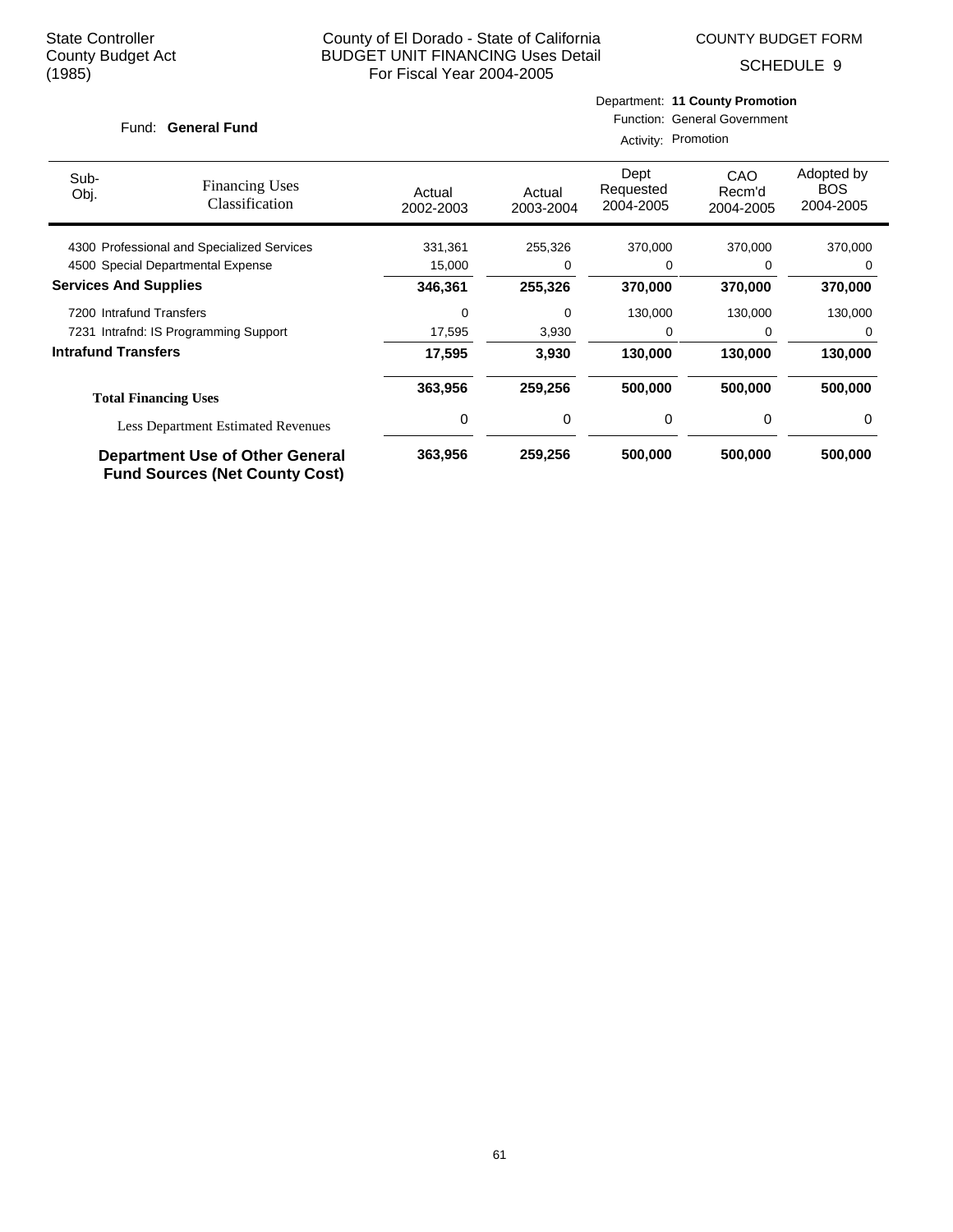State Controller
County Budget Act
(1985)

County of El Dorado - State of California
BUDGET UNIT FINANCING Uses Detail
For Fiscal Year 2004-2005

COUNTY BUDGET FORM

SCHEDULE 9

Fund: **General Fund**

Department: **11 County Promotion**
Function: General Government
Activity: Promotion

| Sub-Obj. | Financing Uses Classification | Actual 2002-2003 | Actual 2003-2004 | Dept Requested 2004-2005 | CAO Recm'd 2004-2005 | Adopted by BOS 2004-2005 |
|---|---|---|---|---|---|---|
| 4300 | Professional and Specialized Services | 331,361 | 255,326 | 370,000 | 370,000 | 370,000 |
| 4500 | Special Departmental Expense | 15,000 | 0 | 0 | 0 | 0 |
| **Services And Supplies** | | **346,361** | **255,326** | **370,000** | **370,000** | **370,000** |
| 7200 | Intrafund Transfers | 0 | 0 | 130,000 | 130,000 | 130,000 |
| 7231 | Intrafnd: IS Programming Support | 17,595 | 3,930 | 0 | 0 | 0 |
| **Intrafund Transfers** | | **17,595** | **3,930** | **130,000** | **130,000** | **130,000** |
| **Total Financing Uses** | | **363,956** | **259,256** | **500,000** | **500,000** | **500,000** |
| Less Department Estimated Revenues | | 0 | 0 | 0 | 0 | 0 |
| **Department Use of Other General Fund Sources (Net County Cost)** | | **363,956** | **259,256** | **500,000** | **500,000** | **500,000** |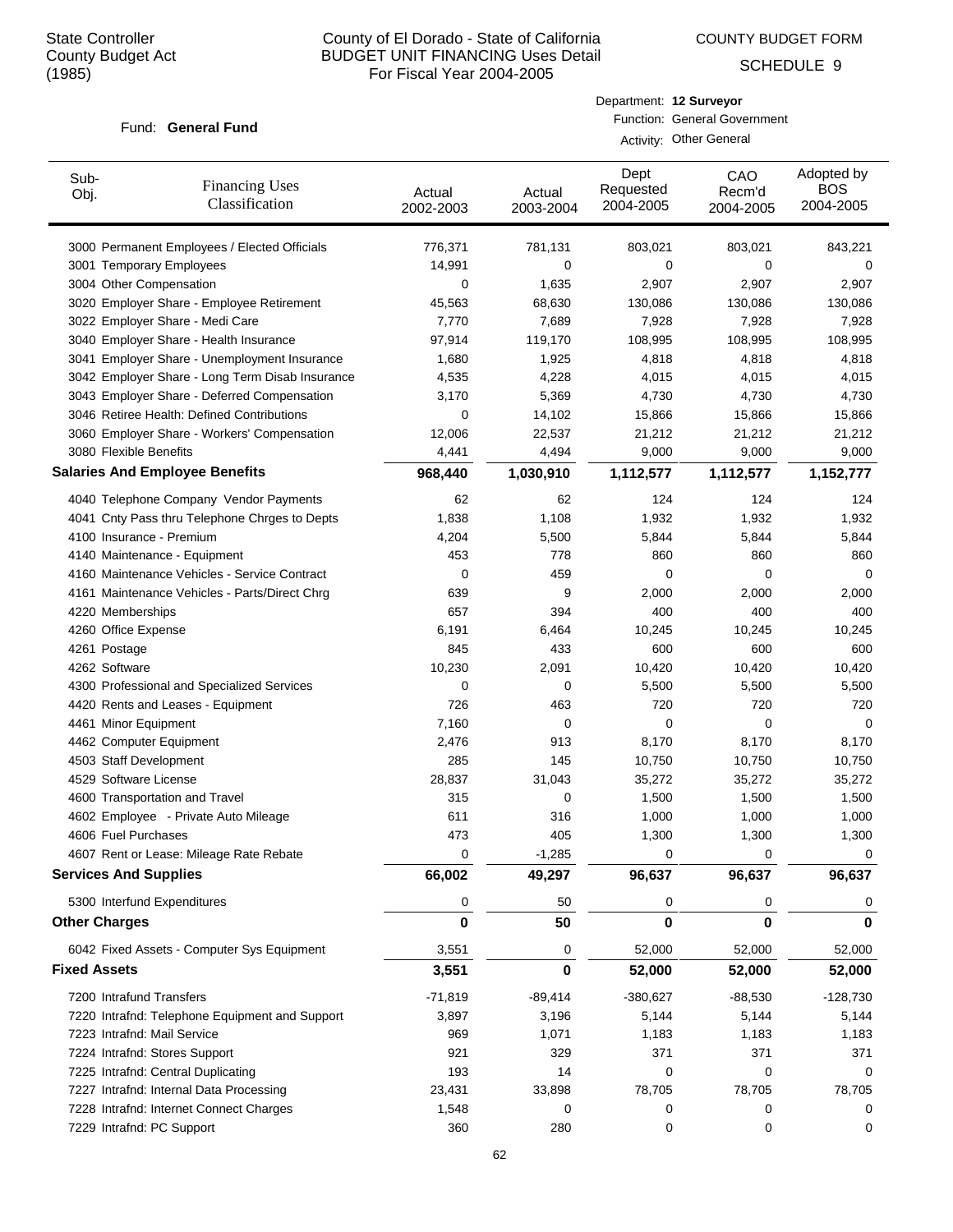State Controller
County Budget Act
(1985)

# County of El Dorado - State of California
## BUDGET UNIT FINANCING Uses Detail
### For Fiscal Year 2004-2005

COUNTY BUDGET FORM

SCHEDULE 9

Fund: **General Fund**

Department: **12 Surveyor**
Function: General Government
Activity: Other General

| Sub-Obj. | Financing Uses Classification | Actual 2002-2003 | Actual 2003-2004 | Dept Requested 2004-2005 | CAO Recm'd 2004-2005 | Adopted by BOS 2004-2005 |
|---|---|---|---|---|---|---|
| 3000 | Permanent Employees / Elected Officials | 776,371 | 781,131 | 803,021 | 803,021 | 843,221 |
| 3001 | Temporary Employees | 14,991 | 0 | 0 | 0 | 0 |
| 3004 | Other Compensation | 0 | 1,635 | 2,907 | 2,907 | 2,907 |
| 3020 | Employer Share - Employee Retirement | 45,563 | 68,630 | 130,086 | 130,086 | 130,086 |
| 3022 | Employer Share - Medi Care | 7,770 | 7,689 | 7,928 | 7,928 | 7,928 |
| 3040 | Employer Share - Health Insurance | 97,914 | 119,170 | 108,995 | 108,995 | 108,995 |
| 3041 | Employer Share - Unemployment Insurance | 1,680 | 1,925 | 4,818 | 4,818 | 4,818 |
| 3042 | Employer Share - Long Term Disab Insurance | 4,535 | 4,228 | 4,015 | 4,015 | 4,015 |
| 3043 | Employer Share - Deferred Compensation | 3,170 | 5,369 | 4,730 | 4,730 | 4,730 |
| 3046 | Retiree Health: Defined Contributions | 0 | 14,102 | 15,866 | 15,866 | 15,866 |
| 3060 | Employer Share - Workers' Compensation | 12,006 | 22,537 | 21,212 | 21,212 | 21,212 |
| 3080 | Flexible Benefits | 4,441 | 4,494 | 9,000 | 9,000 | 9,000 |
| **Salaries And Employee Benefits** | | **968,440** | **1,030,910** | **1,112,577** | **1,112,577** | **1,152,777** |
| 4040 | Telephone Company Vendor Payments | 62 | 62 | 124 | 124 | 124 |
| 4041 | Cnty Pass thru Telephone Chrges to Depts | 1,838 | 1,108 | 1,932 | 1,932 | 1,932 |
| 4100 | Insurance - Premium | 4,204 | 5,500 | 5,844 | 5,844 | 5,844 |
| 4140 | Maintenance - Equipment | 453 | 778 | 860 | 860 | 860 |
| 4160 | Maintenance Vehicles - Service Contract | 0 | 459 | 0 | 0 | 0 |
| 4161 | Maintenance Vehicles - Parts/Direct Chrg | 639 | 9 | 2,000 | 2,000 | 2,000 |
| 4220 | Memberships | 657 | 394 | 400 | 400 | 400 |
| 4260 | Office Expense | 6,191 | 6,464 | 10,245 | 10,245 | 10,245 |
| 4261 | Postage | 845 | 433 | 600 | 600 | 600 |
| 4262 | Software | 10,230 | 2,091 | 10,420 | 10,420 | 10,420 |
| 4300 | Professional and Specialized Services | 0 | 0 | 5,500 | 5,500 | 5,500 |
| 4420 | Rents and Leases - Equipment | 726 | 463 | 720 | 720 | 720 |
| 4461 | Minor Equipment | 7,160 | 0 | 0 | 0 | 0 |
| 4462 | Computer Equipment | 2,476 | 913 | 8,170 | 8,170 | 8,170 |
| 4503 | Staff Development | 285 | 145 | 10,750 | 10,750 | 10,750 |
| 4529 | Software License | 28,837 | 31,043 | 35,272 | 35,272 | 35,272 |
| 4600 | Transportation and Travel | 315 | 0 | 1,500 | 1,500 | 1,500 |
| 4602 | Employee - Private Auto Mileage | 611 | 316 | 1,000 | 1,000 | 1,000 |
| 4606 | Fuel Purchases | 473 | 405 | 1,300 | 1,300 | 1,300 |
| 4607 | Rent or Lease: Mileage Rate Rebate | 0 | -1,285 | 0 | 0 | 0 |
| **Services And Supplies** | | **66,002** | **49,297** | **96,637** | **96,637** | **96,637** |
| 5300 | Interfund Expenditures | 0 | 50 | 0 | 0 | 0 |
| **Other Charges** | | **0** | **50** | **0** | **0** | **0** |
| 6042 | Fixed Assets - Computer Sys Equipment | 3,551 | 0 | 52,000 | 52,000 | 52,000 |
| **Fixed Assets** | | **3,551** | **0** | **52,000** | **52,000** | **52,000** |
| 7200 | Intrafund Transfers | -71,819 | -89,414 | -380,627 | -88,530 | -128,730 |
| 7220 | Intrafnd: Telephone Equipment and Support | 3,897 | 3,196 | 5,144 | 5,144 | 5,144 |
| 7223 | Intrafnd: Mail Service | 969 | 1,071 | 1,183 | 1,183 | 1,183 |
| 7224 | Intrafnd: Stores Support | 921 | 329 | 371 | 371 | 371 |
| 7225 | Intrafnd: Central Duplicating | 193 | 14 | 0 | 0 | 0 |
| 7227 | Intrafnd: Internal Data Processing | 23,431 | 33,898 | 78,705 | 78,705 | 78,705 |
| 7228 | Intrafnd: Internet Connect Charges | 1,548 | 0 | 0 | 0 | 0 |
| 7229 | Intrafnd: PC Support | 360 | 280 | 0 | 0 | 0 |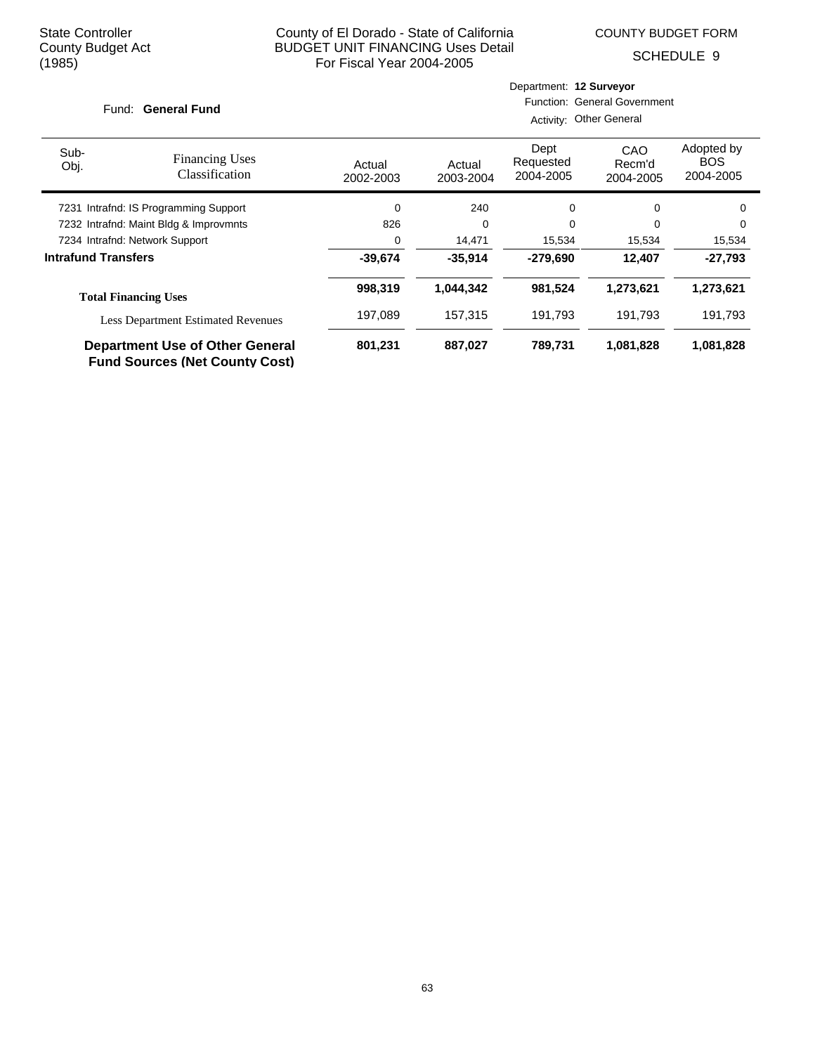State Controller
County Budget Act
(1985)

County of El Dorado - State of California
BUDGET UNIT FINANCING Uses Detail
For Fiscal Year 2004-2005

COUNTY BUDGET FORM
SCHEDULE 9

Fund: **General Fund**

Department: **12 Surveyor**
Function: General Government
Activity: Other General

| Sub-Obj. | Financing Uses Classification | Actual 2002-2003 | Actual 2003-2004 | Dept Requested 2004-2005 | CAO Recm'd 2004-2005 | Adopted by BOS 2004-2005 |
|---|---|---|---|---|---|---|
| 7231 | Intrafnd: IS Programming Support | 0 | 240 | 0 | 0 | 0 |
| 7232 | Intrafnd: Maint Bldg & Improvmnts | 826 | 0 | 0 | 0 | 0 |
| 7234 | Intrafnd: Network Support | 0 | 14,471 | 15,534 | 15,534 | 15,534 |
| **Intrafund Transfers** | | **-39,674** | **-35,914** | **-279,690** | **12,407** | **-27,793** |
| **Total Financing Uses** | | **998,319** | **1,044,342** | **981,524** | **1,273,621** | **1,273,621** |
| Less Department Estimated Revenues | | 197,089 | 157,315 | 191,793 | 191,793 | 191,793 |
| **Department Use of Other General Fund Sources (Net County Cost)** | | **801,231** | **887,027** | **789,731** | **1,081,828** | **1,081,828** |